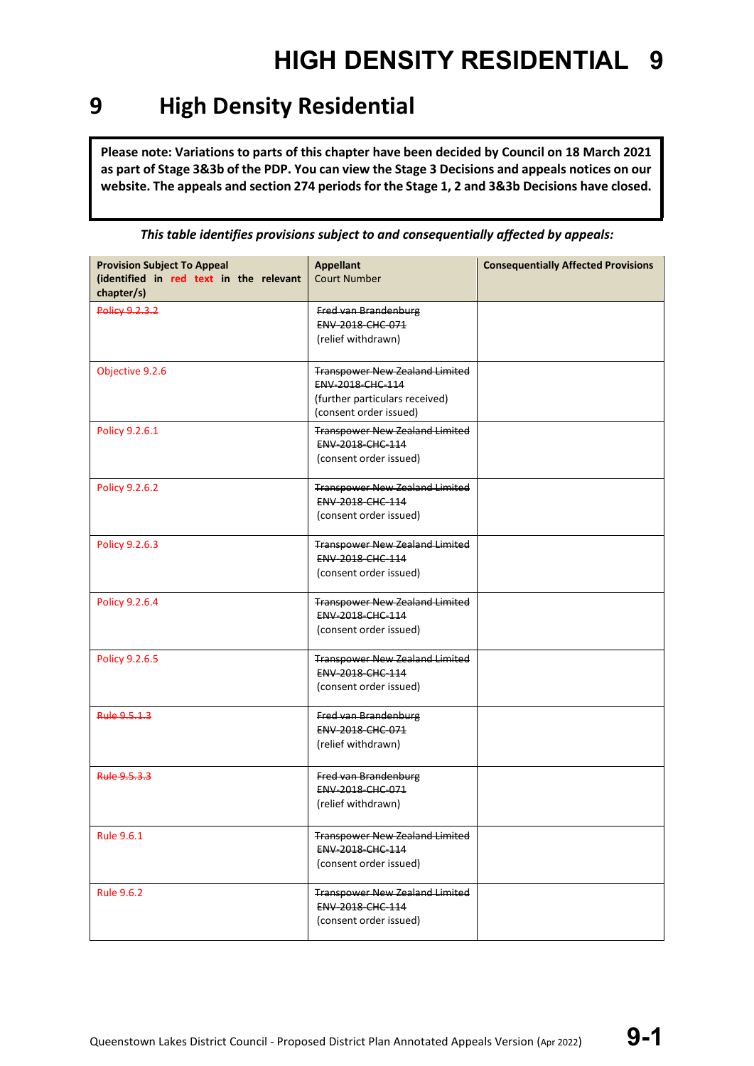# 9 High Density Residential

**Please note: Variations to parts of this chapter have been decided by Council on 18 March 2021 as part of Stage 3&3b of the PDP. You can view the Stage 3 Decisions and appeals notices on our website. The appeals and section 274 periods for the Stage 1, 2 and 3&3b Decisions have closed.**

***This table identifies provisions subject to and consequentially affected by appeals:***

| **Provision Subject To Appeal (identified in red text in the relevant chapter/s)** | **Appellant** Court Number | **Consequentially Affected Provisions** |
|---|---|---|
| ~~Policy 9.2.3.2~~ | ~~Fred van Brandenburg~~ ~~ENV-2018-CHC-071~~ (relief withdrawn) | |
| Objective 9.2.6 | ~~Transpower New Zealand Limited~~ ~~ENV-2018-CHC-114~~ (further particulars received) (consent order issued) | |
| Policy 9.2.6.1 | ~~Transpower New Zealand Limited~~ ~~ENV-2018-CHC-114~~ (consent order issued) | |
| Policy 9.2.6.2 | ~~Transpower New Zealand Limited~~ ~~ENV-2018-CHC-114~~ (consent order issued) | |
| Policy 9.2.6.3 | ~~Transpower New Zealand Limited~~ ~~ENV-2018-CHC-114~~ (consent order issued) | |
| Policy 9.2.6.4 | ~~Transpower New Zealand Limited~~ ~~ENV-2018-CHC-114~~ (consent order issued) | |
| Policy 9.2.6.5 | ~~Transpower New Zealand Limited~~ ~~ENV-2018-CHC-114~~ (consent order issued) | |
| ~~Rule 9.5.1.3~~ | ~~Fred van Brandenburg~~ ~~ENV-2018-CHC-071~~ (relief withdrawn) | |
| ~~Rule 9.5.3.3~~ | ~~Fred van Brandenburg~~ ~~ENV-2018-CHC-071~~ (relief withdrawn) | |
| Rule 9.6.1 | ~~Transpower New Zealand Limited~~ ~~ENV-2018-CHC-114~~ (consent order issued) | |
| Rule 9.6.2 | ~~Transpower New Zealand Limited~~ ~~ENV-2018-CHC-114~~ (consent order issued) | |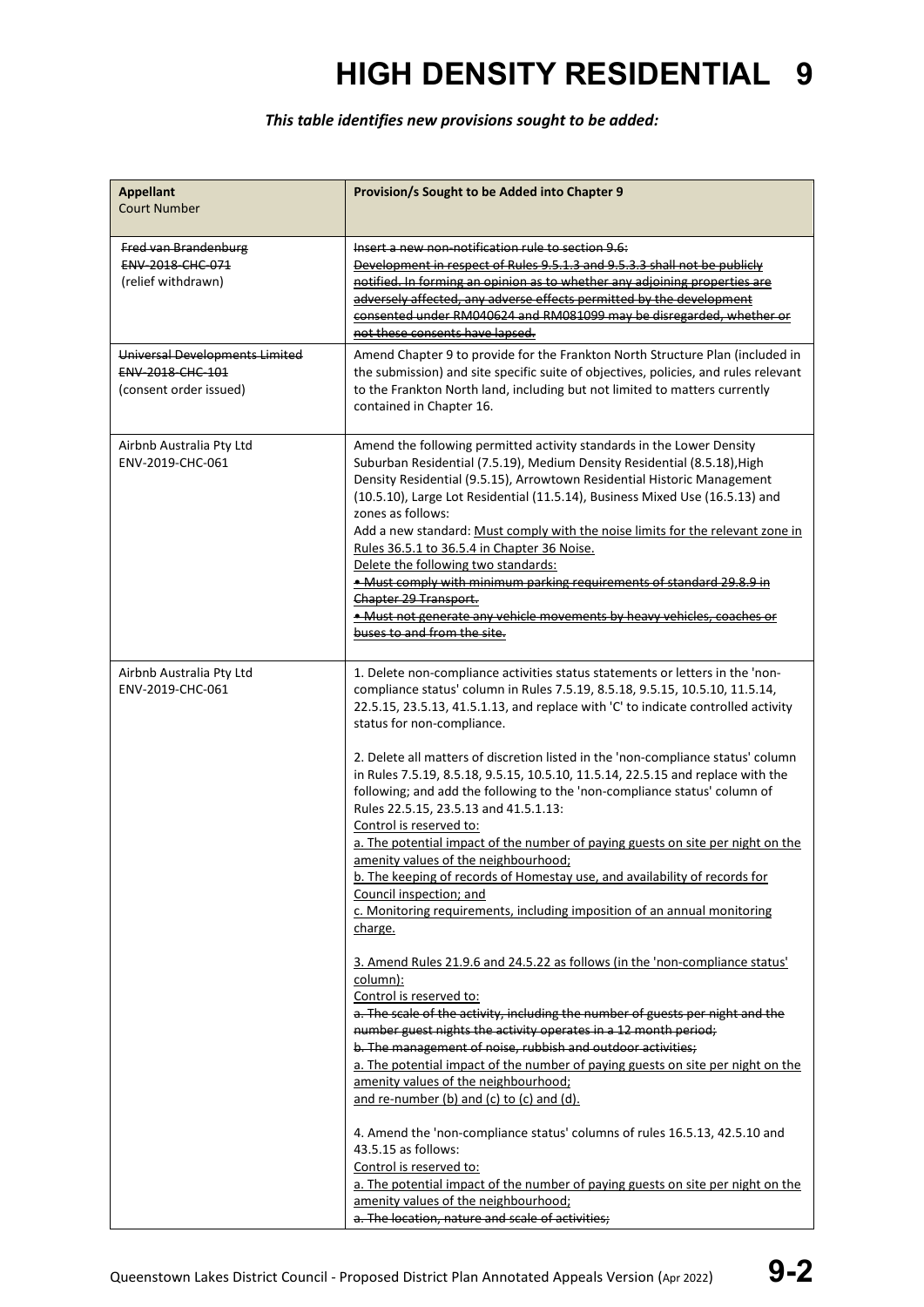# HIGH DENSITY RESIDENTIAL 9

***This table identifies new provisions sought to be added:***

| **Appellant**<br>Court Number | **Provision/s Sought to be Added into Chapter 9** |
|---|---|
| ~~Fred van Brandenburg~~<br>~~ENV-2018-CHC-071~~<br>(relief withdrawn) | ~~Insert a new non-notification rule to section 9.6:~~<br>~~Development in respect of Rules 9.5.1.3 and 9.5.3.3 shall not be publicly notified. In forming an opinion as to whether any adjoining properties are adversely affected, any adverse effects permitted by the development consented under RM040624 and RM081099 may be disregarded, whether or not these consents have lapsed.~~ |
| ~~Universal Developments Limited~~<br>~~ENV-2018-CHC-101~~<br>(consent order issued) | Amend Chapter 9 to provide for the Frankton North Structure Plan (included in the submission) and site specific suite of objectives, policies, and rules relevant to the Frankton North land, including but not limited to matters currently contained in Chapter 16. |
| Airbnb Australia Pty Ltd<br>ENV-2019-CHC-061 | Amend the following permitted activity standards in the Lower Density Suburban Residential (7.5.19), Medium Density Residential (8.5.18), High Density Residential (9.5.15), Arrowtown Residential Historic Management (10.5.10), Large Lot Residential (11.5.14), Business Mixed Use (16.5.13) and zones as follows:<br>Add a new standard: <u>Must comply with the noise limits for the relevant zone in Rules 36.5.1 to 36.5.4 in Chapter 36 Noise.</u><br><u>Delete the following two standards:</u><br>~~• Must comply with minimum parking requirements of standard 29.8.9 in Chapter 29 Transport.~~<br>~~• Must not generate any vehicle movements by heavy vehicles, coaches or buses to and from the site.~~ |
| Airbnb Australia Pty Ltd<br>ENV-2019-CHC-061 | 1. Delete non-compliance activities status statements or letters in the 'non-compliance status' column in Rules 7.5.19, 8.5.18, 9.5.15, 10.5.10, 11.5.14, 22.5.15, 23.5.13, 41.5.1.13, and replace with 'C' to indicate controlled activity status for non-compliance.<br><br>2. Delete all matters of discretion listed in the 'non-compliance status' column in Rules 7.5.19, 8.5.18, 9.5.15, 10.5.10, 11.5.14, 22.5.15 and replace with the following; and add the following to the 'non-compliance status' column of Rules 22.5.15, 23.5.13 and 41.5.1.13:<br><u>Control is reserved to:</u><br><u>a. The potential impact of the number of paying guests on site per night on the amenity values of the neighbourhood;</u><br><u>b. The keeping of records of Homestay use, and availability of records for Council inspection; and</u><br><u>c. Monitoring requirements, including imposition of an annual monitoring charge.</u><br><br><u>3. Amend Rules 21.9.6 and 24.5.22 as follows (in the 'non-compliance status' column):</u><br><u>Control is reserved to:</u><br>~~a. The scale of the activity, including the number of guests per night and the number guest nights the activity operates in a 12 month period;~~<br>~~b. The management of noise, rubbish and outdoor activities;~~<br><u>a. The potential impact of the number of paying guests on site per night on the amenity values of the neighbourhood;</u><br><u>and re-number (b) and (c) to (c) and (d).</u><br><br>4. Amend the 'non-compliance status' columns of rules 16.5.13, 42.5.10 and 43.5.15 as follows:<br><u>Control is reserved to:</u><br><u>a. The potential impact of the number of paying guests on site per night on the amenity values of the neighbourhood;</u><br>~~a. The location, nature and scale of activities;~~ |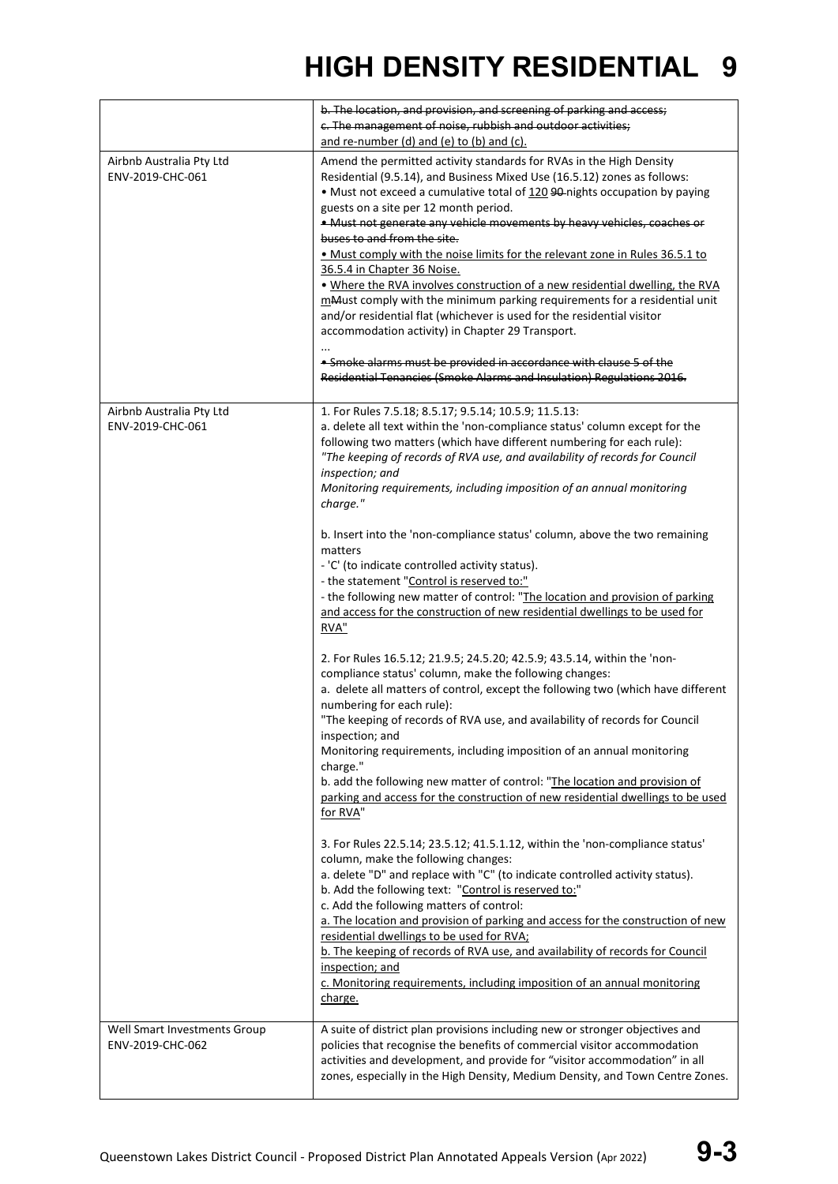| | |
|---|---|
| | ~~b. The location, and provision, and screening of parking and access;~~<br>~~c. The management of noise, rubbish and outdoor activities;~~<br><u>and re-number (d) and (e) to (b) and (c).</u> |
| Airbnb Australia Pty Ltd<br>ENV-2019-CHC-061 | Amend the permitted activity standards for RVAs in the High Density Residential (9.5.14), and Business Mixed Use (16.5.12) zones as follows:<br>• Must not exceed a cumulative total of <u>120</u> ~~90~~ nights occupation by paying guests on a site per 12 month period.<br>~~• Must not generate any vehicle movements by heavy vehicles, coaches or buses to and from the site.~~<br><u>• Must comply with the noise limits for the relevant zone in Rules 36.5.1 to 36.5.4 in Chapter 36 Noise.</u><br>• <u>Where the RVA involves construction of a new residential dwelling, the RVA m</u>~~M~~ust comply with the minimum parking requirements for a residential unit and/or residential flat (whichever is used for the residential visitor accommodation activity) in Chapter 29 Transport.<br>...<br>~~• Smoke alarms must be provided in accordance with clause 5 of the Residential Tenancies (Smoke Alarms and Insulation) Regulations 2016.~~ |
| Airbnb Australia Pty Ltd<br>ENV-2019-CHC-061 | 1. For Rules 7.5.18; 8.5.17; 9.5.14; 10.5.9; 11.5.13:<br>a. delete all text within the 'non-compliance status' column except for the following two matters (which have different numbering for each rule):<br>*"The keeping of records of RVA use, and availability of records for Council inspection; and*<br>*Monitoring requirements, including imposition of an annual monitoring charge."*<br><br>b. Insert into the 'non-compliance status' column, above the two remaining matters<br>- 'C' (to indicate controlled activity status).<br>- the statement "<u>Control is reserved to:</u>"<br>- the following new matter of control: "<u>The location and provision of parking and access for the construction of new residential dwellings to be used for RVA</u>"<br><br>2. For Rules 16.5.12; 21.9.5; 24.5.20; 42.5.9; 43.5.14, within the 'non-compliance status' column, make the following changes:<br>a. delete all matters of control, except the following two (which have different numbering for each rule):<br>"The keeping of records of RVA use, and availability of records for Council inspection; and<br>Monitoring requirements, including imposition of an annual monitoring charge."<br>b. add the following new matter of control: "<u>The location and provision of parking and access for the construction of new residential dwellings to be used for RVA</u>"<br><br>3. For Rules 22.5.14; 23.5.12; 41.5.1.12, within the 'non-compliance status' column, make the following changes:<br>a. delete "D" and replace with "C" (to indicate controlled activity status).<br>b. Add the following text: "<u>Control is reserved to:</u>"<br>c. Add the following matters of control:<br><u>a. The location and provision of parking and access for the construction of new residential dwellings to be used for RVA;</u><br><u>b. The keeping of records of RVA use, and availability of records for Council inspection; and</u><br><u>c. Monitoring requirements, including imposition of an annual monitoring charge.</u> |
| Well Smart Investments Group<br>ENV-2019-CHC-062 | A suite of district plan provisions including new or stronger objectives and policies that recognise the benefits of commercial visitor accommodation activities and development, and provide for "visitor accommodation" in all zones, especially in the High Density, Medium Density, and Town Centre Zones. |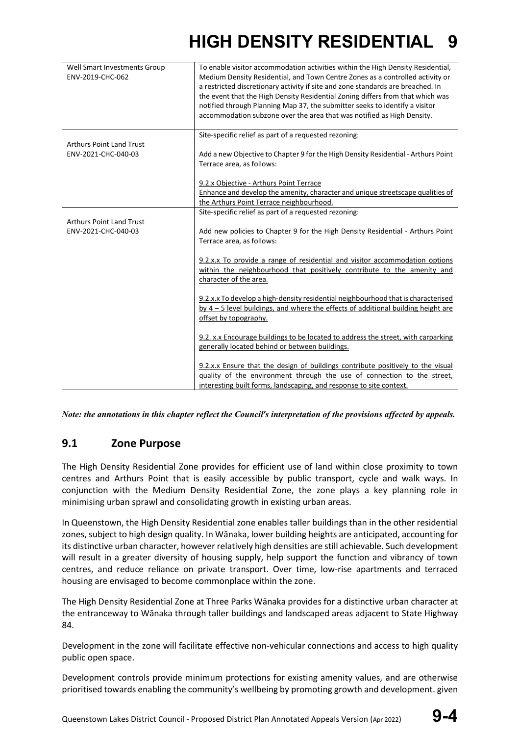| Well Smart Investments Group ENV-2019-CHC-062 | To enable visitor accommodation activities within the High Density Residential, Medium Density Residential, and Town Centre Zones as a controlled activity or a restricted discretionary activity if site and zone standards are breached. In the event that the High Density Residential Zoning differs from that which was notified through Planning Map 37, the submitter seeks to identify a visitor accommodation subzone over the area that was notified as High Density. |
|---|---|
| Arthurs Point Land Trust ENV-2021-CHC-040-03 | Site-specific relief as part of a requested rezoning:<br><br>Add a new Objective to Chapter 9 for the High Density Residential - Arthurs Point Terrace area, as follows:<br><br><u>9.2.x Objective - Arthurs Point Terrace</u><br><u>Enhance and develop the amenity, character and unique streetscape qualities of the Arthurs Point Terrace neighbourhood.</u> |
| Arthurs Point Land Trust ENV-2021-CHC-040-03 | Site-specific relief as part of a requested rezoning:<br><br>Add new policies to Chapter 9 for the High Density Residential - Arthurs Point Terrace area, as follows:<br><br><u>9.2.x.x To provide a range of residential and visitor accommodation options within the neighbourhood that positively contribute to the amenity and character of the area.</u><br><br><u>9.2.x.x To develop a high-density residential neighbourhood that is characterised by 4 – 5 level buildings, and where the effects of additional building height are offset by topography.</u><br><br><u>9.2. x.x Encourage buildings to be located to address the street, with carparking generally located behind or between buildings.</u><br><br><u>9.2.x.x Ensure that the design of buildings contribute positively to the visual quality of the environment through the use of connection to the street, interesting built forms, landscaping, and response to site context.</u> |

***Note: the annotations in this chapter reflect the Council's interpretation of the provisions affected by appeals.***

## 9.1 Zone Purpose

The High Density Residential Zone provides for efficient use of land within close proximity to town centres and Arthurs Point that is easily accessible by public transport, cycle and walk ways. In conjunction with the Medium Density Residential Zone, the zone plays a key planning role in minimising urban sprawl and consolidating growth in existing urban areas.

In Queenstown, the High Density Residential zone enables taller buildings than in the other residential zones, subject to high design quality. In Wānaka, lower building heights are anticipated, accounting for its distinctive urban character, however relatively high densities are still achievable. Such development will result in a greater diversity of housing supply, help support the function and vibrancy of town centres, and reduce reliance on private transport. Over time, low-rise apartments and terraced housing are envisaged to become commonplace within the zone.

The High Density Residential Zone at Three Parks Wānaka provides for a distinctive urban character at the entranceway to Wānaka through taller buildings and landscaped areas adjacent to State Highway 84.

Development in the zone will facilitate effective non-vehicular connections and access to high quality public open space.

Development controls provide minimum protections for existing amenity values, and are otherwise prioritised towards enabling the community's wellbeing by promoting growth and development. given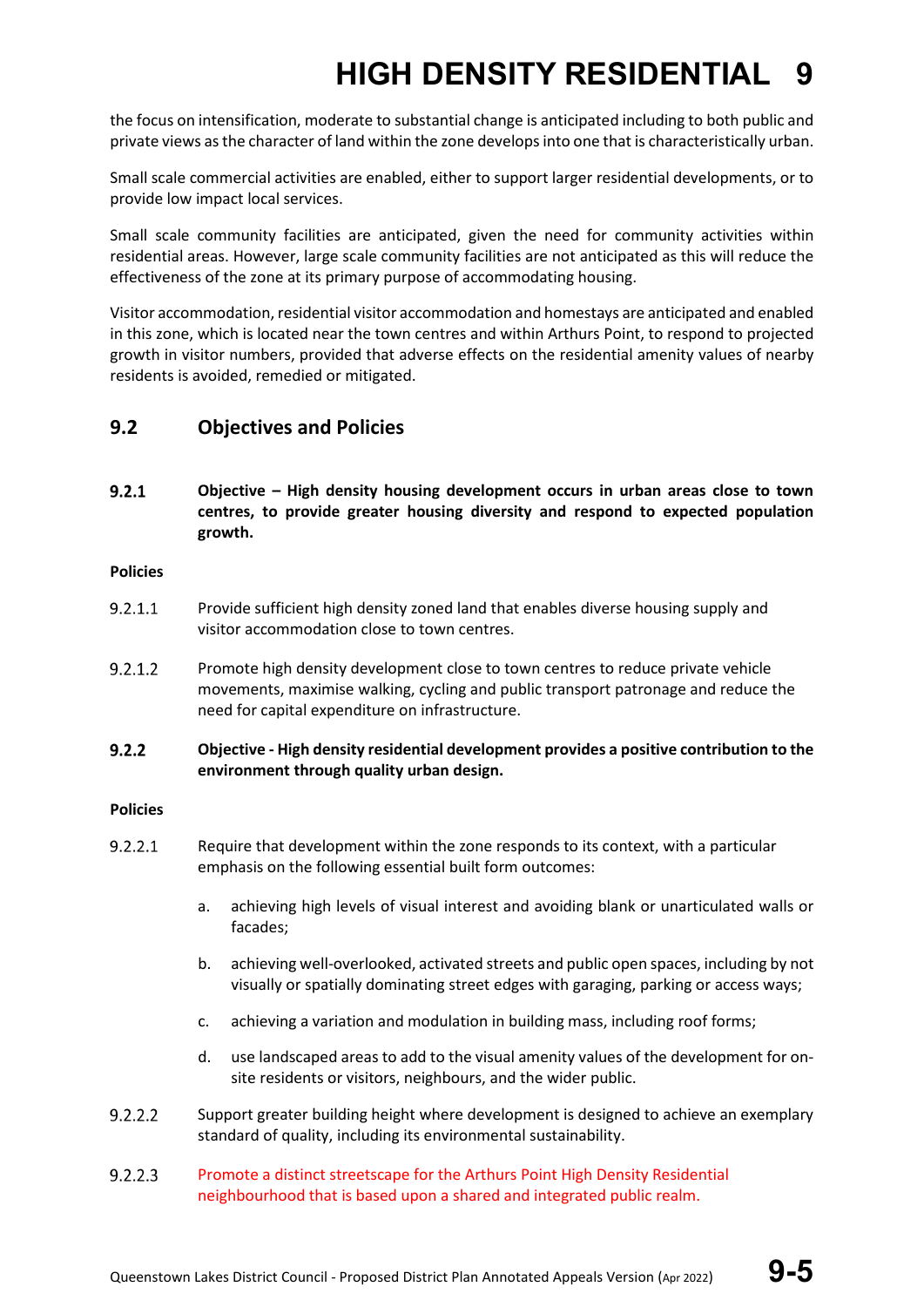the focus on intensification, moderate to substantial change is anticipated including to both public and private views as the character of land within the zone develops into one that is characteristically urban.

Small scale commercial activities are enabled, either to support larger residential developments, or to provide low impact local services.

Small scale community facilities are anticipated, given the need for community activities within residential areas. However, large scale community facilities are not anticipated as this will reduce the effectiveness of the zone at its primary purpose of accommodating housing.

Visitor accommodation, residential visitor accommodation and homestays are anticipated and enabled in this zone, which is located near the town centres and within Arthurs Point, to respond to projected growth in visitor numbers, provided that adverse effects on the residential amenity values of nearby residents is avoided, remedied or mitigated.

## 9.2 Objectives and Policies

**9.2.1 Objective – High density housing development occurs in urban areas close to town centres, to provide greater housing diversity and respond to expected population growth.**

**Policies**

9.2.1.1 Provide sufficient high density zoned land that enables diverse housing supply and visitor accommodation close to town centres.

9.2.1.2 Promote high density development close to town centres to reduce private vehicle movements, maximise walking, cycling and public transport patronage and reduce the need for capital expenditure on infrastructure.

**9.2.2 Objective - High density residential development provides a positive contribution to the environment through quality urban design.**

**Policies**

9.2.2.1 Require that development within the zone responds to its context, with a particular emphasis on the following essential built form outcomes:

a. achieving high levels of visual interest and avoiding blank or unarticulated walls or facades;

b. achieving well-overlooked, activated streets and public open spaces, including by not visually or spatially dominating street edges with garaging, parking or access ways;

c. achieving a variation and modulation in building mass, including roof forms;

d. use landscaped areas to add to the visual amenity values of the development for on-site residents or visitors, neighbours, and the wider public.

9.2.2.2 Support greater building height where development is designed to achieve an exemplary standard of quality, including its environmental sustainability.

9.2.2.3 Promote a distinct streetscape for the Arthurs Point High Density Residential neighbourhood that is based upon a shared and integrated public realm.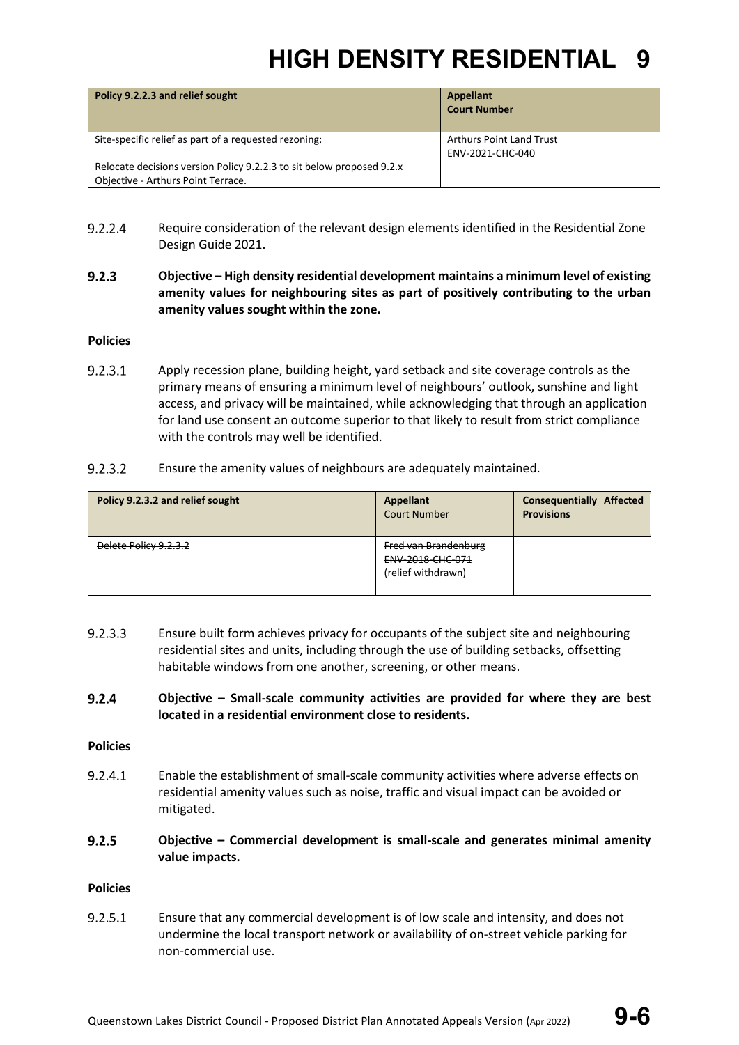| Policy 9.2.2.3 and relief sought | Appellant<br>Court Number |
|---|---|
| Site-specific relief as part of a requested rezoning:<br><br>Relocate decisions version Policy 9.2.2.3 to sit below proposed 9.2.x Objective - Arthurs Point Terrace. | Arthurs Point Land Trust<br>ENV-2021-CHC-040 |

9.2.2.4 Require consideration of the relevant design elements identified in the Residential Zone Design Guide 2021.

**9.2.3 Objective – High density residential development maintains a minimum level of existing amenity values for neighbouring sites as part of positively contributing to the urban amenity values sought within the zone.**

**Policies**

9.2.3.1 Apply recession plane, building height, yard setback and site coverage controls as the primary means of ensuring a minimum level of neighbours' outlook, sunshine and light access, and privacy will be maintained, while acknowledging that through an application for land use consent an outcome superior to that likely to result from strict compliance with the controls may well be identified.

9.2.3.2 Ensure the amenity values of neighbours are adequately maintained.

| Policy 9.2.3.2 and relief sought | Appellant<br>Court Number | Consequentially Affected Provisions |
|---|---|---|
| ~~Delete Policy 9.2.3.2~~ | ~~Fred van Brandenburg~~<br>~~ENV-2018-CHC-071~~<br>(relief withdrawn) | |

9.2.3.3 Ensure built form achieves privacy for occupants of the subject site and neighbouring residential sites and units, including through the use of building setbacks, offsetting habitable windows from one another, screening, or other means.

**9.2.4 Objective – Small-scale community activities are provided for where they are best located in a residential environment close to residents.**

**Policies**

9.2.4.1 Enable the establishment of small-scale community activities where adverse effects on residential amenity values such as noise, traffic and visual impact can be avoided or mitigated.

**9.2.5 Objective – Commercial development is small-scale and generates minimal amenity value impacts.**

**Policies**

9.2.5.1 Ensure that any commercial development is of low scale and intensity, and does not undermine the local transport network or availability of on-street vehicle parking for non-commercial use.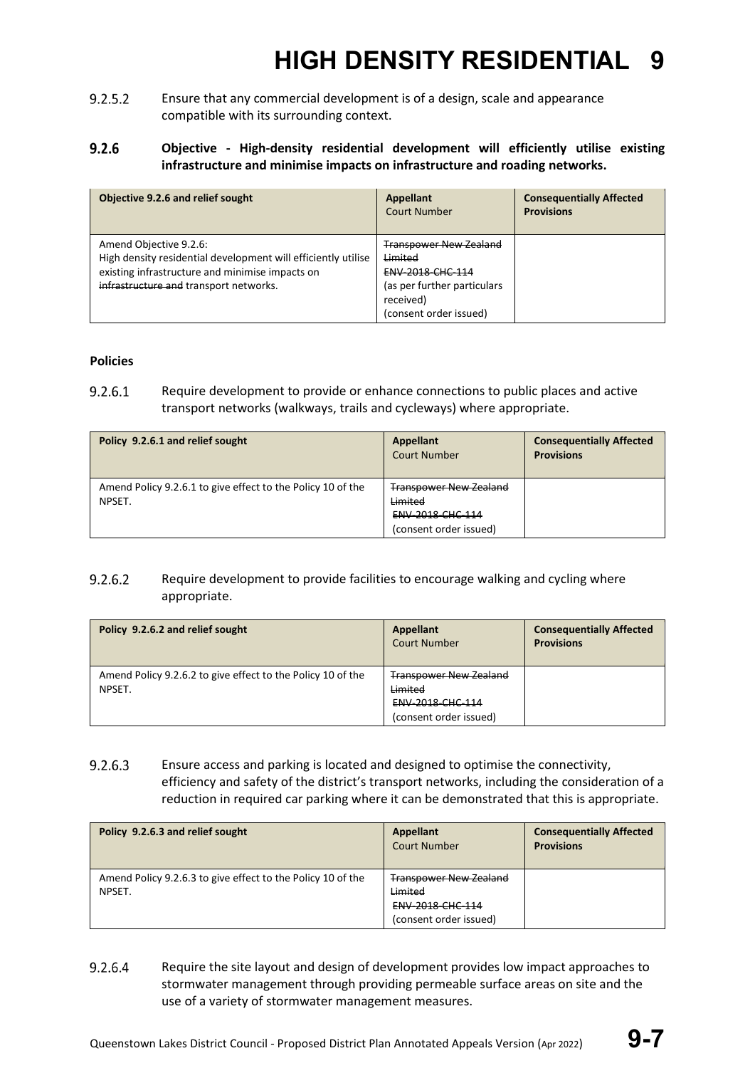9.2.5.2 Ensure that any commercial development is of a design, scale and appearance compatible with its surrounding context.

### 9.2.6 Objective - High-density residential development will efficiently utilise existing infrastructure and minimise impacts on infrastructure and roading networks.

| Objective 9.2.6 and relief sought | Appellant Court Number | Consequentially Affected Provisions |
|---|---|---|
| Amend Objective 9.2.6: High density residential development will efficiently utilise existing infrastructure and minimise impacts on ~~infrastructure and~~ transport networks. | ~~Transpower New Zealand Limited~~ ~~ENV-2018-CHC-114~~ (as per further particulars received) (consent order issued) | |

#### Policies

9.2.6.1 Require development to provide or enhance connections to public places and active transport networks (walkways, trails and cycleways) where appropriate.

| Policy 9.2.6.1 and relief sought | Appellant Court Number | Consequentially Affected Provisions |
|---|---|---|
| Amend Policy 9.2.6.1 to give effect to the Policy 10 of the NPSET. | ~~Transpower New Zealand Limited~~ ~~ENV-2018-CHC-114~~ (consent order issued) | |

9.2.6.2 Require development to provide facilities to encourage walking and cycling where appropriate.

| Policy 9.2.6.2 and relief sought | Appellant Court Number | Consequentially Affected Provisions |
|---|---|---|
| Amend Policy 9.2.6.2 to give effect to the Policy 10 of the NPSET. | ~~Transpower New Zealand Limited~~ ~~ENV-2018-CHC-114~~ (consent order issued) | |

9.2.6.3 Ensure access and parking is located and designed to optimise the connectivity, efficiency and safety of the district's transport networks, including the consideration of a reduction in required car parking where it can be demonstrated that this is appropriate.

| Policy 9.2.6.3 and relief sought | Appellant Court Number | Consequentially Affected Provisions |
|---|---|---|
| Amend Policy 9.2.6.3 to give effect to the Policy 10 of the NPSET. | ~~Transpower New Zealand Limited~~ ~~ENV-2018-CHC-114~~ (consent order issued) | |

9.2.6.4 Require the site layout and design of development provides low impact approaches to stormwater management through providing permeable surface areas on site and the use of a variety of stormwater management measures.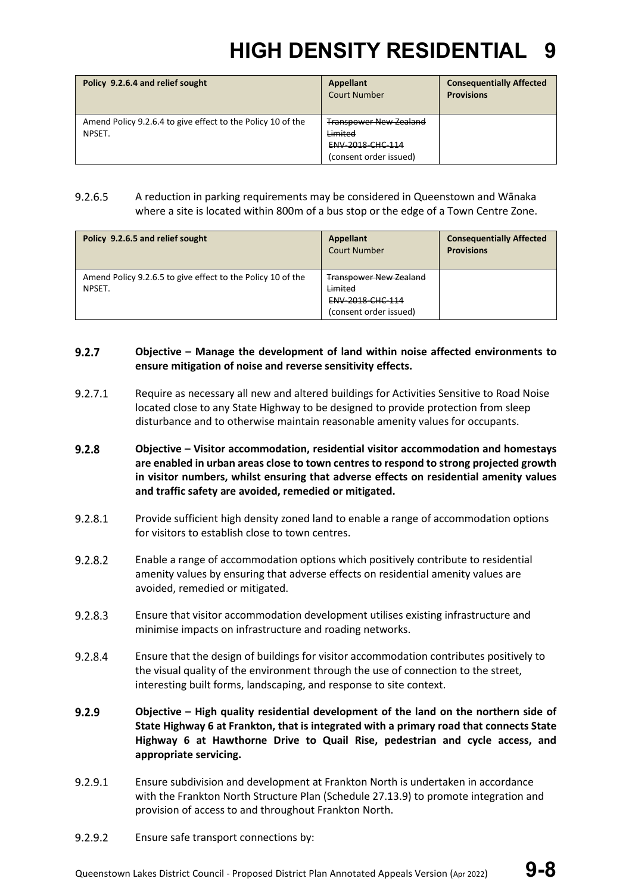| Policy 9.2.6.4 and relief sought | Appellant Court Number | Consequentially Affected Provisions |
|---|---|---|
| Amend Policy 9.2.6.4 to give effect to the Policy 10 of the NPSET. | ~~Transpower New Zealand Limited~~ ~~ENV-2018-CHC-114~~ (consent order issued) | |

9.2.6.5 A reduction in parking requirements may be considered in Queenstown and Wānaka where a site is located within 800m of a bus stop or the edge of a Town Centre Zone.

| Policy 9.2.6.5 and relief sought | Appellant Court Number | Consequentially Affected Provisions |
|---|---|---|
| Amend Policy 9.2.6.5 to give effect to the Policy 10 of the NPSET. | ~~Transpower New Zealand Limited~~ ~~ENV-2018-CHC-114~~ (consent order issued) | |

**9.2.7 Objective – Manage the development of land within noise affected environments to ensure mitigation of noise and reverse sensitivity effects.**

9.2.7.1 Require as necessary all new and altered buildings for Activities Sensitive to Road Noise located close to any State Highway to be designed to provide protection from sleep disturbance and to otherwise maintain reasonable amenity values for occupants.

**9.2.8 Objective – Visitor accommodation, residential visitor accommodation and homestays are enabled in urban areas close to town centres to respond to strong projected growth in visitor numbers, whilst ensuring that adverse effects on residential amenity values and traffic safety are avoided, remedied or mitigated.**

9.2.8.1 Provide sufficient high density zoned land to enable a range of accommodation options for visitors to establish close to town centres.

9.2.8.2 Enable a range of accommodation options which positively contribute to residential amenity values by ensuring that adverse effects on residential amenity values are avoided, remedied or mitigated.

9.2.8.3 Ensure that visitor accommodation development utilises existing infrastructure and minimise impacts on infrastructure and roading networks.

9.2.8.4 Ensure that the design of buildings for visitor accommodation contributes positively to the visual quality of the environment through the use of connection to the street, interesting built forms, landscaping, and response to site context.

**9.2.9 Objective – High quality residential development of the land on the northern side of State Highway 6 at Frankton, that is integrated with a primary road that connects State Highway 6 at Hawthorne Drive to Quail Rise, pedestrian and cycle access, and appropriate servicing.**

9.2.9.1 Ensure subdivision and development at Frankton North is undertaken in accordance with the Frankton North Structure Plan (Schedule 27.13.9) to promote integration and provision of access to and throughout Frankton North.

9.2.9.2 Ensure safe transport connections by: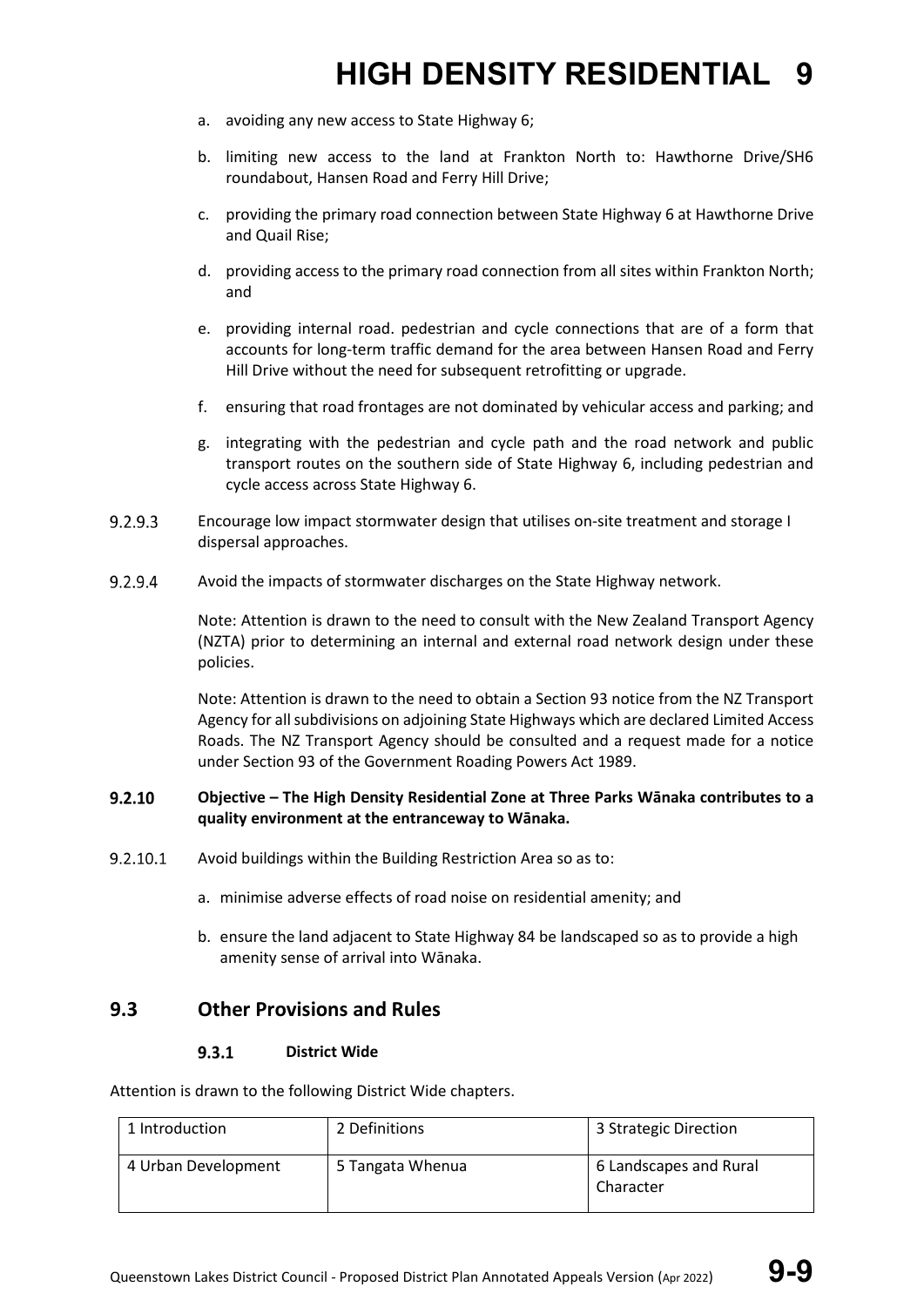a. avoiding any new access to State Highway 6;

b. limiting new access to the land at Frankton North to: Hawthorne Drive/SH6 roundabout, Hansen Road and Ferry Hill Drive;

c. providing the primary road connection between State Highway 6 at Hawthorne Drive and Quail Rise;

d. providing access to the primary road connection from all sites within Frankton North; and

e. providing internal road. pedestrian and cycle connections that are of a form that accounts for long-term traffic demand for the area between Hansen Road and Ferry Hill Drive without the need for subsequent retrofitting or upgrade.

f. ensuring that road frontages are not dominated by vehicular access and parking; and

g. integrating with the pedestrian and cycle path and the road network and public transport routes on the southern side of State Highway 6, including pedestrian and cycle access across State Highway 6.

9.2.9.3 Encourage low impact stormwater design that utilises on-site treatment and storage I dispersal approaches.

9.2.9.4 Avoid the impacts of stormwater discharges on the State Highway network.

Note: Attention is drawn to the need to consult with the New Zealand Transport Agency (NZTA) prior to determining an internal and external road network design under these policies.

Note: Attention is drawn to the need to obtain a Section 93 notice from the NZ Transport Agency for all subdivisions on adjoining State Highways which are declared Limited Access Roads. The NZ Transport Agency should be consulted and a request made for a notice under Section 93 of the Government Roading Powers Act 1989.

**9.2.10 Objective – The High Density Residential Zone at Three Parks Wānaka contributes to a quality environment at the entranceway to Wānaka.**

9.2.10.1 Avoid buildings within the Building Restriction Area so as to:

a. minimise adverse effects of road noise on residential amenity; and

b. ensure the land adjacent to State Highway 84 be landscaped so as to provide a high amenity sense of arrival into Wānaka.

## 9.3 Other Provisions and Rules

### 9.3.1 District Wide

Attention is drawn to the following District Wide chapters.

| 1 Introduction | 2 Definitions | 3 Strategic Direction |
|---|---|---|
| 4 Urban Development | 5 Tangata Whenua | 6 Landscapes and Rural Character |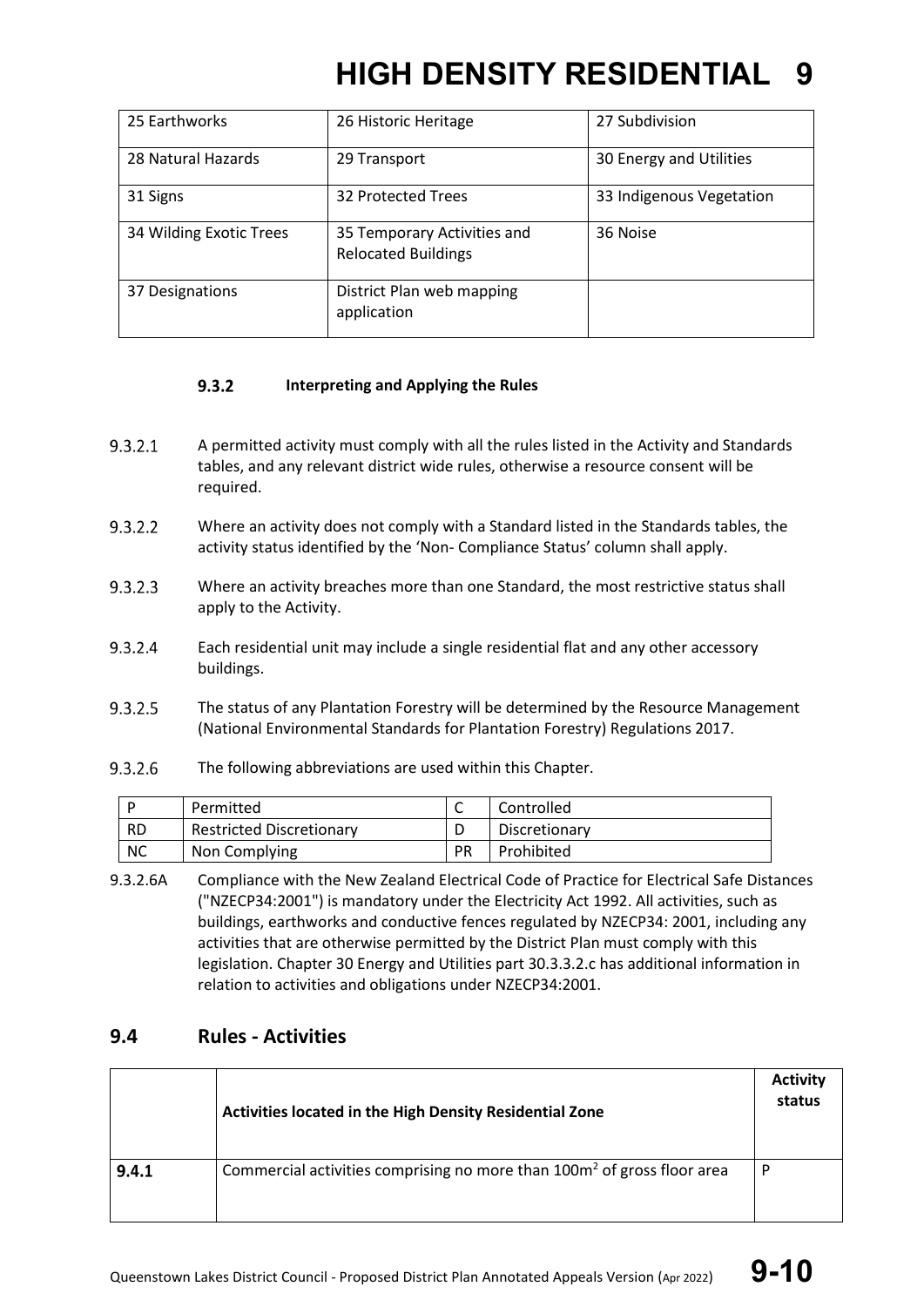| 25 Earthworks | 26 Historic Heritage | 27 Subdivision |
|---|---|---|
| 28 Natural Hazards | 29 Transport | 30 Energy and Utilities |
| 31 Signs | 32 Protected Trees | 33 Indigenous Vegetation |
| 34 Wilding Exotic Trees | 35 Temporary Activities and Relocated Buildings | 36 Noise |
| 37 Designations | District Plan web mapping application | |

### 9.3.2 Interpreting and Applying the Rules

9.3.2.1 A permitted activity must comply with all the rules listed in the Activity and Standards tables, and any relevant district wide rules, otherwise a resource consent will be required.

9.3.2.2 Where an activity does not comply with a Standard listed in the Standards tables, the activity status identified by the 'Non- Compliance Status' column shall apply.

9.3.2.3 Where an activity breaches more than one Standard, the most restrictive status shall apply to the Activity.

9.3.2.4 Each residential unit may include a single residential flat and any other accessory buildings.

9.3.2.5 The status of any Plantation Forestry will be determined by the Resource Management (National Environmental Standards for Plantation Forestry) Regulations 2017.

9.3.2.6 The following abbreviations are used within this Chapter.

| P | Permitted | C | Controlled |
|---|---|---|---|
| RD | Restricted Discretionary | D | Discretionary |
| NC | Non Complying | PR | Prohibited |

9.3.2.6A Compliance with the New Zealand Electrical Code of Practice for Electrical Safe Distances ("NZECP34:2001") is mandatory under the Electricity Act 1992. All activities, such as buildings, earthworks and conductive fences regulated by NZECP34: 2001, including any activities that are otherwise permitted by the District Plan must comply with this legislation. Chapter 30 Energy and Utilities part 30.3.3.2.c has additional information in relation to activities and obligations under NZECP34:2001.

## 9.4 Rules - Activities

| | Activities located in the High Density Residential Zone | Activity status |
|---|---|---|
| **9.4.1** | Commercial activities comprising no more than 100m$^2$ of gross floor area | P |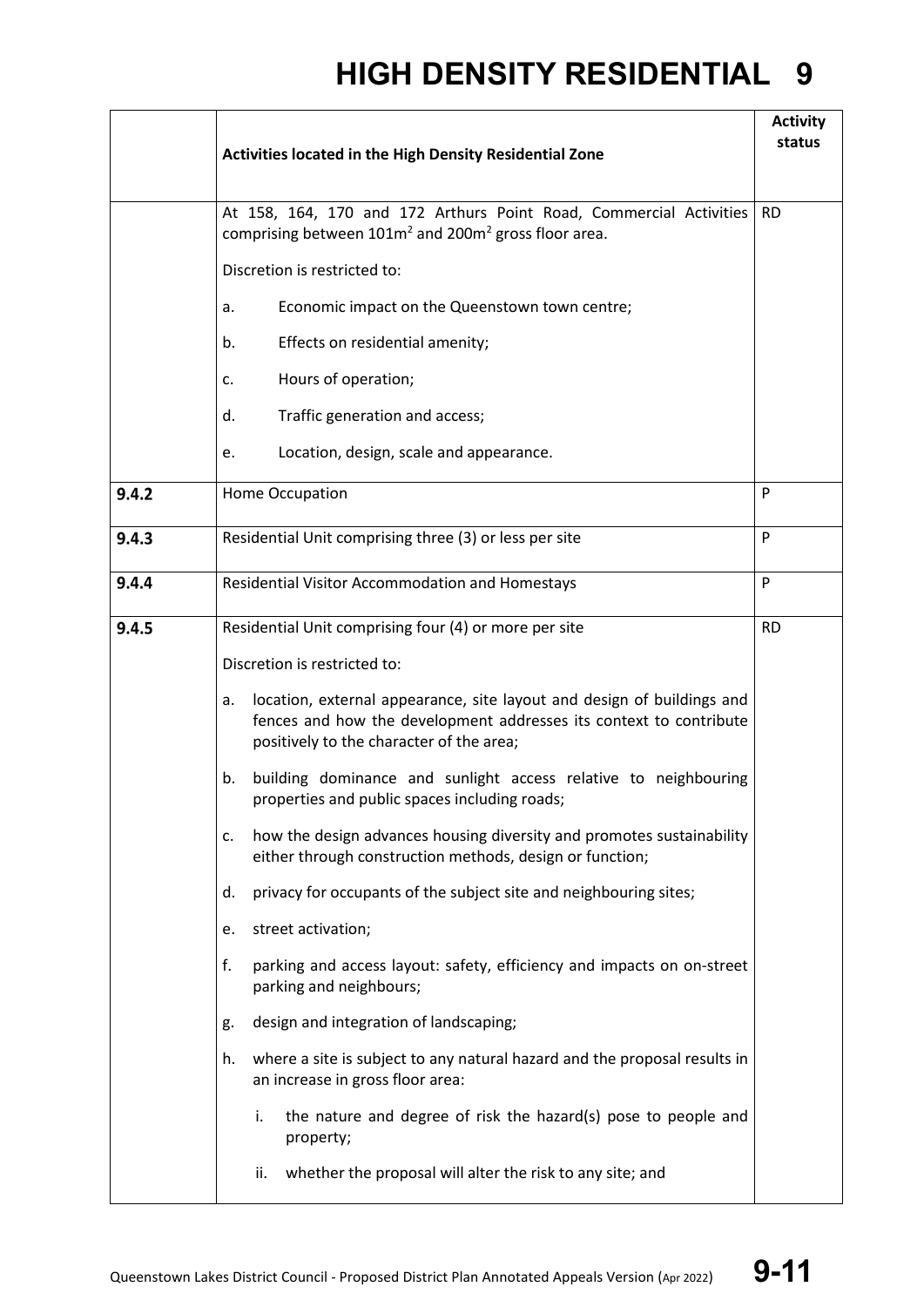| | Activities located in the High Density Residential Zone | Activity status |
|---|---|---|
| | At 158, 164, 170 and 172 Arthurs Point Road, Commercial Activities comprising between $101m^2$ and $200m^2$ gross floor area.<br><br>Discretion is restricted to:<br><br>a. Economic impact on the Queenstown town centre;<br><br>b. Effects on residential amenity;<br><br>c. Hours of operation;<br><br>d. Traffic generation and access;<br><br>e. Location, design, scale and appearance. | RD |
| **9.4.2** | Home Occupation | P |
| **9.4.3** | Residential Unit comprising three (3) or less per site | P |
| **9.4.4** | Residential Visitor Accommodation and Homestays | P |
| **9.4.5** | Residential Unit comprising four (4) or more per site<br><br>Discretion is restricted to:<br><br>a. location, external appearance, site layout and design of buildings and fences and how the development addresses its context to contribute positively to the character of the area;<br><br>b. building dominance and sunlight access relative to neighbouring properties and public spaces including roads;<br><br>c. how the design advances housing diversity and promotes sustainability either through construction methods, design or function;<br><br>d. privacy for occupants of the subject site and neighbouring sites;<br><br>e. street activation;<br><br>f. parking and access layout: safety, efficiency and impacts on on-street parking and neighbours;<br><br>g. design and integration of landscaping;<br><br>h. where a site is subject to any natural hazard and the proposal results in an increase in gross floor area:<br><br>i. the nature and degree of risk the hazard(s) pose to people and property;<br><br>ii. whether the proposal will alter the risk to any site; and | RD |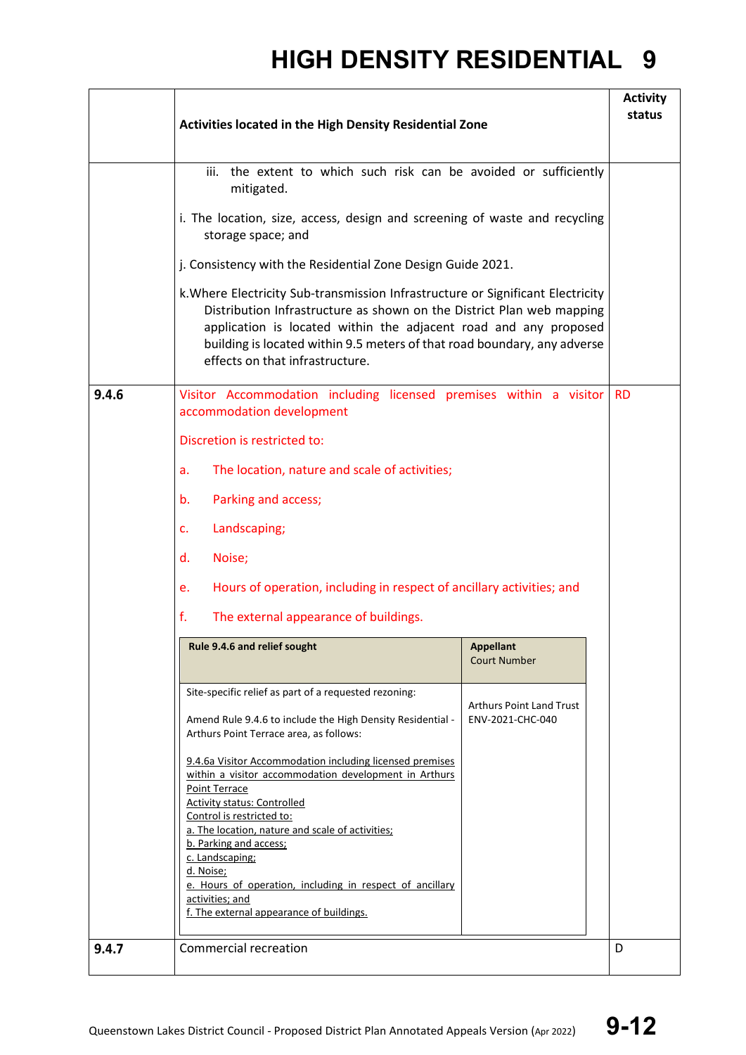# HIGH DENSITY RESIDENTIAL 9

| | Activities located in the High Density Residential Zone | Activity status |
|---|---|---|
| | iii. the extent to which such risk can be avoided or sufficiently mitigated.<br><br>i. The location, size, access, design and screening of waste and recycling storage space; and<br><br>j. Consistency with the Residential Zone Design Guide 2021.<br><br>k. Where Electricity Sub-transmission Infrastructure or Significant Electricity Distribution Infrastructure as shown on the District Plan web mapping application is located within the adjacent road and any proposed building is located within 9.5 meters of that road boundary, any adverse effects on that infrastructure. | |
| 9.4.6 | Visitor Accommodation including licensed premises within a visitor accommodation development<br><br>Discretion is restricted to:<br><br>a. The location, nature and scale of activities;<br><br>b. Parking and access;<br><br>c. Landscaping;<br><br>d. Noise;<br><br>e. Hours of operation, including in respect of ancillary activities; and<br><br>f. The external appearance of buildings. | RD |
| 9.4.7 | Commercial recreation | D |

| Rule 9.4.6 and relief sought | Appellant Court Number |
|---|---|
| Site-specific relief as part of a requested rezoning:<br><br>Amend Rule 9.4.6 to include the High Density Residential - Arthurs Point Terrace area, as follows:<br><br><u>9.4.6a Visitor Accommodation including licensed premises within a visitor accommodation development in Arthurs Point Terrace</u><br><u>Activity status: Controlled</u><br><u>Control is restricted to:</u><br><u>a. The location, nature and scale of activities;</u><br><u>b. Parking and access;</u><br><u>c. Landscaping;</u><br><u>d. Noise;</u><br><u>e. Hours of operation, including in respect of ancillary activities; and</u><br><u>f. The external appearance of buildings.</u> | Arthurs Point Land Trust<br>ENV-2021-CHC-040 |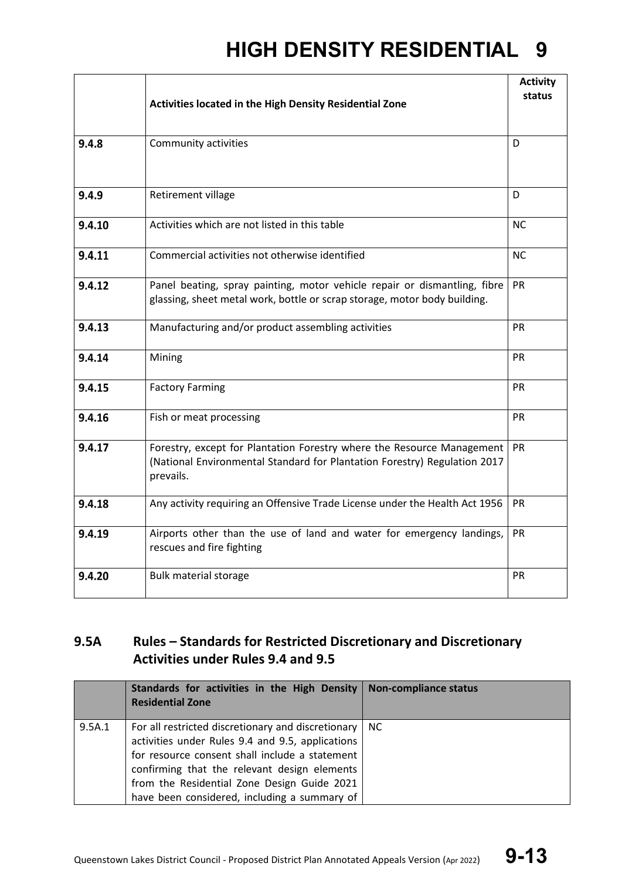| | Activities located in the High Density Residential Zone | Activity status |
|---|---|---|
| 9.4.8 | Community activities | D |
| 9.4.9 | Retirement village | D |
| 9.4.10 | Activities which are not listed in this table | NC |
| 9.4.11 | Commercial activities not otherwise identified | NC |
| 9.4.12 | Panel beating, spray painting, motor vehicle repair or dismantling, fibre glassing, sheet metal work, bottle or scrap storage, motor body building. | PR |
| 9.4.13 | Manufacturing and/or product assembling activities | PR |
| 9.4.14 | Mining | PR |
| 9.4.15 | Factory Farming | PR |
| 9.4.16 | Fish or meat processing | PR |
| 9.4.17 | Forestry, except for Plantation Forestry where the Resource Management (National Environmental Standard for Plantation Forestry) Regulation 2017 prevails. | PR |
| 9.4.18 | Any activity requiring an Offensive Trade License under the Health Act 1956 | PR |
| 9.4.19 | Airports other than the use of land and water for emergency landings, rescues and fire fighting | PR |
| 9.4.20 | Bulk material storage | PR |

## 9.5A Rules – Standards for Restricted Discretionary and Discretionary Activities under Rules 9.4 and 9.5

| | Standards for activities in the High Density Residential Zone | Non-compliance status |
|---|---|---|
| 9.5A.1 | For all restricted discretionary and discretionary activities under Rules 9.4 and 9.5, applications for resource consent shall include a statement confirming that the relevant design elements from the Residential Zone Design Guide 2021 have been considered, including a summary of | NC |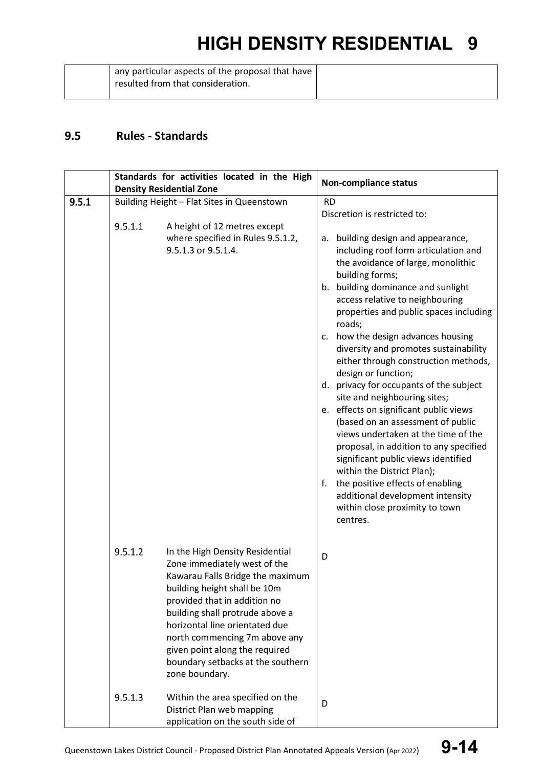| | any particular aspects of the proposal that have resulted from that consideration. | |
|---|---|---|

## 9.5 Rules - Standards

| | Standards for activities located in the High Density Residential Zone | | Non-compliance status |
|---|---|---|---|
| **9.5.1** | Building Height – Flat Sites in Queenstown | | |
| | 9.5.1.1 | A height of 12 metres except where specified in Rules 9.5.1.2, 9.5.1.3 or 9.5.1.4. | RD<br>Discretion is restricted to:<br>a. building design and appearance, including roof form articulation and the avoidance of large, monolithic building forms;<br>b. building dominance and sunlight access relative to neighbouring properties and public spaces including roads;<br>c. how the design advances housing diversity and promotes sustainability either through construction methods, design or function;<br>d. privacy for occupants of the subject site and neighbouring sites;<br>e. effects on significant public views (based on an assessment of public views undertaken at the time of the proposal, in addition to any specified significant public views identified within the District Plan);<br>f. the positive effects of enabling additional development intensity within close proximity to town centres. |
| | 9.5.1.2 | In the High Density Residential Zone immediately west of the Kawarau Falls Bridge the maximum building height shall be 10m provided that in addition no building shall protrude above a horizontal line orientated due north commencing 7m above any given point along the required boundary setbacks at the southern zone boundary. | D |
| | 9.5.1.3 | Within the area specified on the District Plan web mapping application on the south side of | D |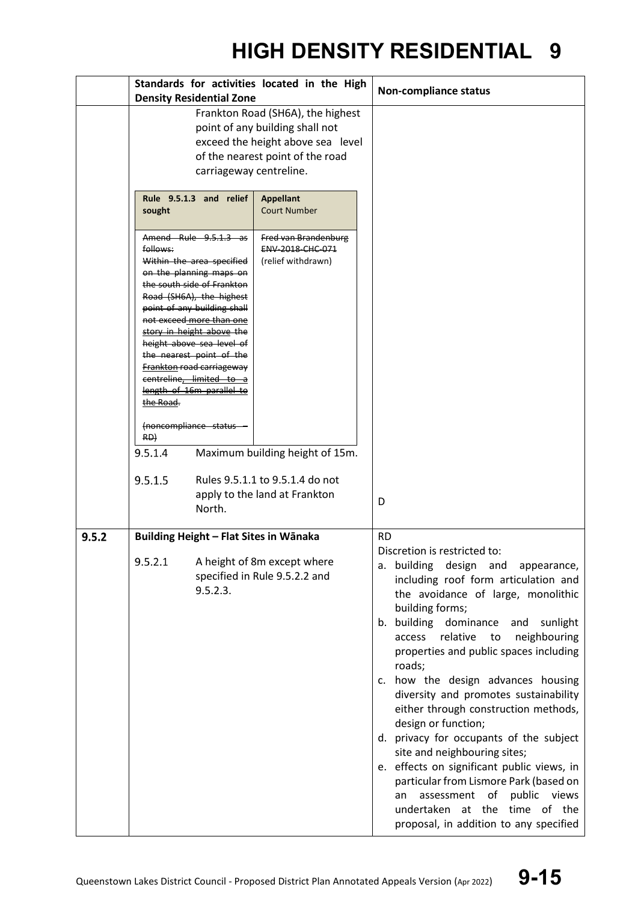# HIGH DENSITY RESIDENTIAL 9

| | Standards for activities located in the High Density Residential Zone | Non-compliance status |
|---|---|---|
| | Frankton Road (SH6A), the highest point of any building shall not exceed the height above sea level of the nearest point of the road carriageway centreline.<br><br>**Rule 9.5.1.3 and relief sought** / **Appellant** Court Number<br><br>~~Amend Rule 9.5.1.3 as follows: Within the area specified on the planning maps on the south side of Frankton Road (SH6A), the highest point of any building shall not exceed more than one story in height above the height above sea level of the nearest point of the Frankton road carriageway centreline, limited to a length of 16m parallel to the Road.~~<br>~~(noncompliance status – RD)~~ / ~~Fred van Brandenburg ENV-2018-CHC-071~~ (relief withdrawn)<br><br>9.5.1.4 Maximum building height of 15m.<br><br>9.5.1.5 Rules 9.5.1.1 to 9.5.1.4 do not apply to the land at Frankton North. | D |
| **9.5.2** | **Building Height – Flat Sites in Wānaka**<br><br>9.5.2.1 A height of 8m except where specified in Rule 9.5.2.2 and 9.5.2.3. | RD<br>Discretion is restricted to:<br>a. building design and appearance, including roof form articulation and the avoidance of large, monolithic building forms;<br>b. building dominance and sunlight access relative to neighbouring properties and public spaces including roads;<br>c. how the design advances housing diversity and promotes sustainability either through construction methods, design or function;<br>d. privacy for occupants of the subject site and neighbouring sites;<br>e. effects on significant public views, in particular from Lismore Park (based on an assessment of public views undertaken at the time of the proposal, in addition to any specified |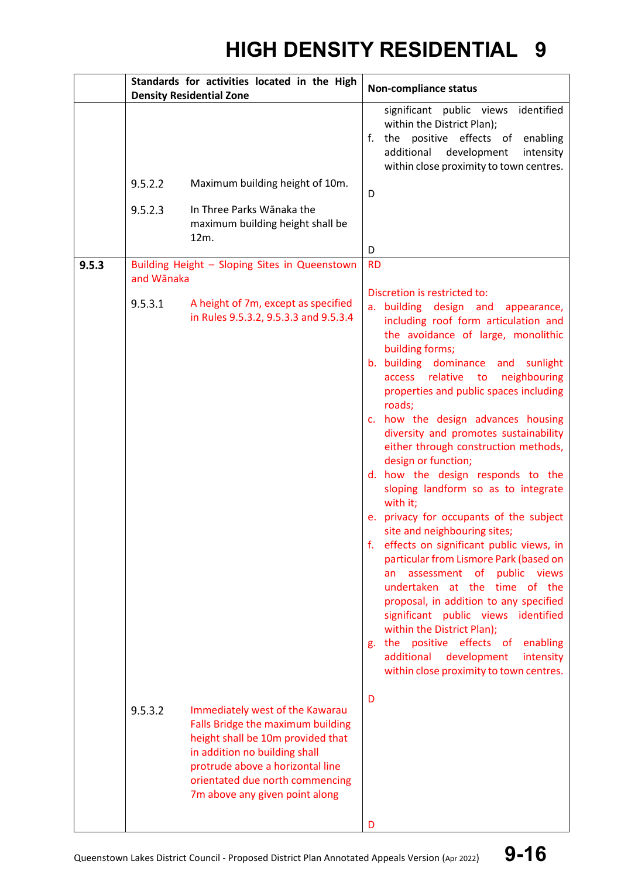# HIGH DENSITY RESIDENTIAL 9

| | Standards for activities located in the High Density Residential Zone | Non-compliance status |
|---|---|---|
| | | significant public views identified within the District Plan);<br>f. the positive effects of enabling additional development intensity within close proximity to town centres. |
| | 9.5.2.2 Maximum building height of 10m. | D |
| | 9.5.2.3 In Three Parks Wānaka the maximum building height shall be 12m. | D |
| **9.5.3** | Building Height – Sloping Sites in Queenstown and Wānaka<br><br>9.5.3.1 A height of 7m, except as specified in Rules 9.5.3.2, 9.5.3.3 and 9.5.3.4 | RD<br><br>Discretion is restricted to:<br>a. building design and appearance, including roof form articulation and the avoidance of large, monolithic building forms;<br>b. building dominance and sunlight access relative to neighbouring properties and public spaces including roads;<br>c. how the design advances housing diversity and promotes sustainability either through construction methods, design or function;<br>d. how the design responds to the sloping landform so as to integrate with it;<br>e. privacy for occupants of the subject site and neighbouring sites;<br>f. effects on significant public views, in particular from Lismore Park (based on an assessment of public views undertaken at the time of the proposal, in addition to any specified significant public views identified within the District Plan);<br>g. the positive effects of enabling additional development intensity within close proximity to town centres. |
| | 9.5.3.2 Immediately west of the Kawarau Falls Bridge the maximum building height shall be 10m provided that in addition no building shall protrude above a horizontal line orientated due north commencing 7m above any given point along | D<br><br>D |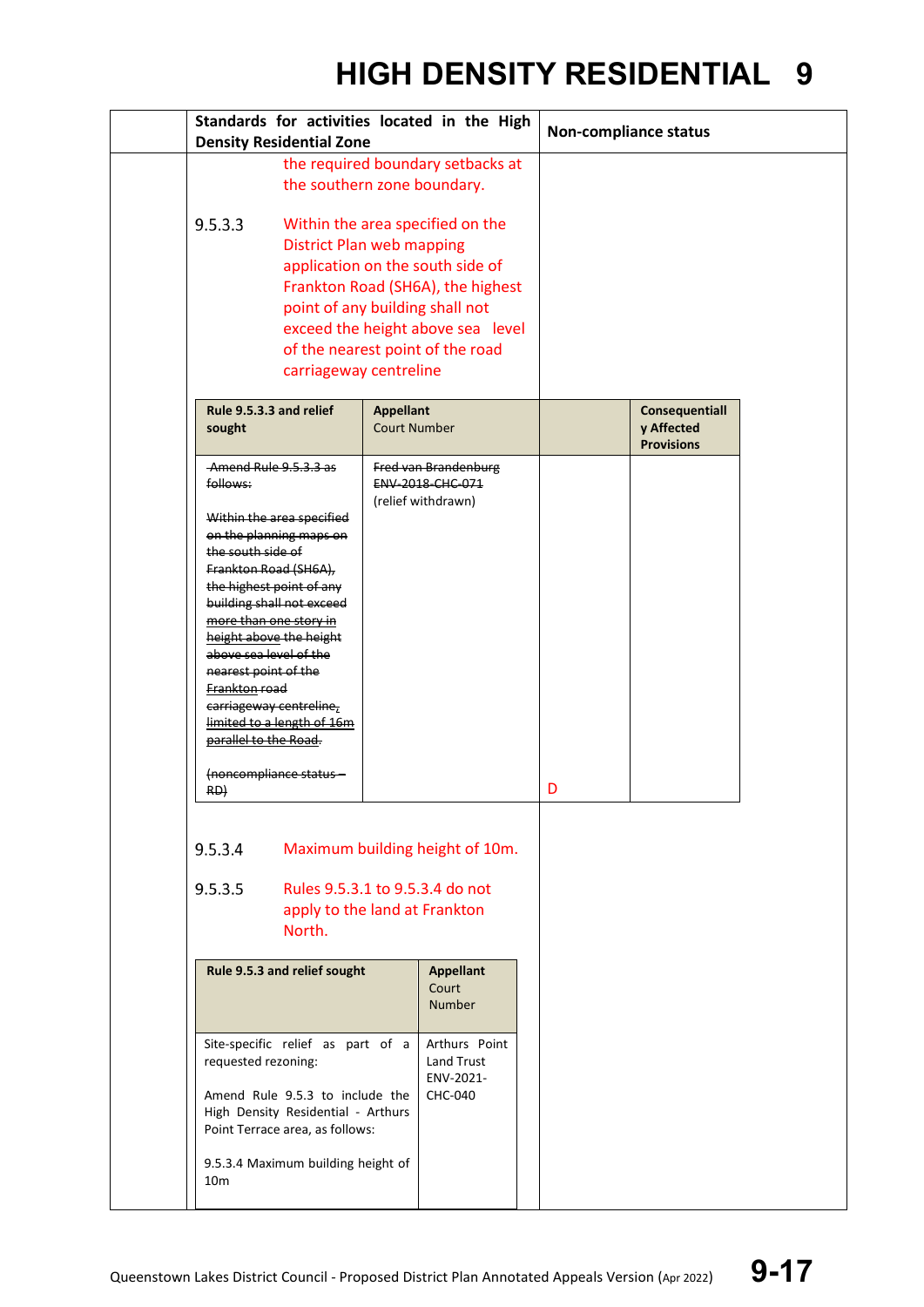# HIGH DENSITY RESIDENTIAL 9

| | Standards for activities located in the High Density Residential Zone | Non-compliance status |
|---|---|---|
| | the required boundary setbacks at the southern zone boundary.<br><br>9.5.3.3 Within the area specified on the District Plan web mapping application on the south side of Frankton Road (SH6A), the highest point of any building shall not exceed the height above sea level of the nearest point of the road carriageway centreline | |

| Rule 9.5.3.3 and relief sought | Appellant Court Number | | Consequentially Affected Provisions |
|---|---|---|---|
| ~~Amend Rule 9.5.3.3 as follows:~~<br><br>~~Within the area specified on the planning maps on the south side of Frankton Road (SH6A), the highest point of any building shall not exceed more than one story in height above the height above sea level of the nearest point of the Frankton road carriageway centreline, limited to a length of 16m parallel to the Road.~~<br><br>~~(noncompliance status – RD)~~ | ~~Fred van Brandenburg ENV-2018-CHC-071~~<br>(relief withdrawn) | D | |

9.5.3.4 Maximum building height of 10m.

9.5.3.5 Rules 9.5.3.1 to 9.5.3.4 do not apply to the land at Frankton North.

| Rule 9.5.3 and relief sought | Appellant Court Number |
|---|---|
| Site-specific relief as part of a requested rezoning:<br><br>Amend Rule 9.5.3 to include the High Density Residential - Arthurs Point Terrace area, as follows:<br><br>9.5.3.4 Maximum building height of 10m | Arthurs Point Land Trust ENV-2021-CHC-040 |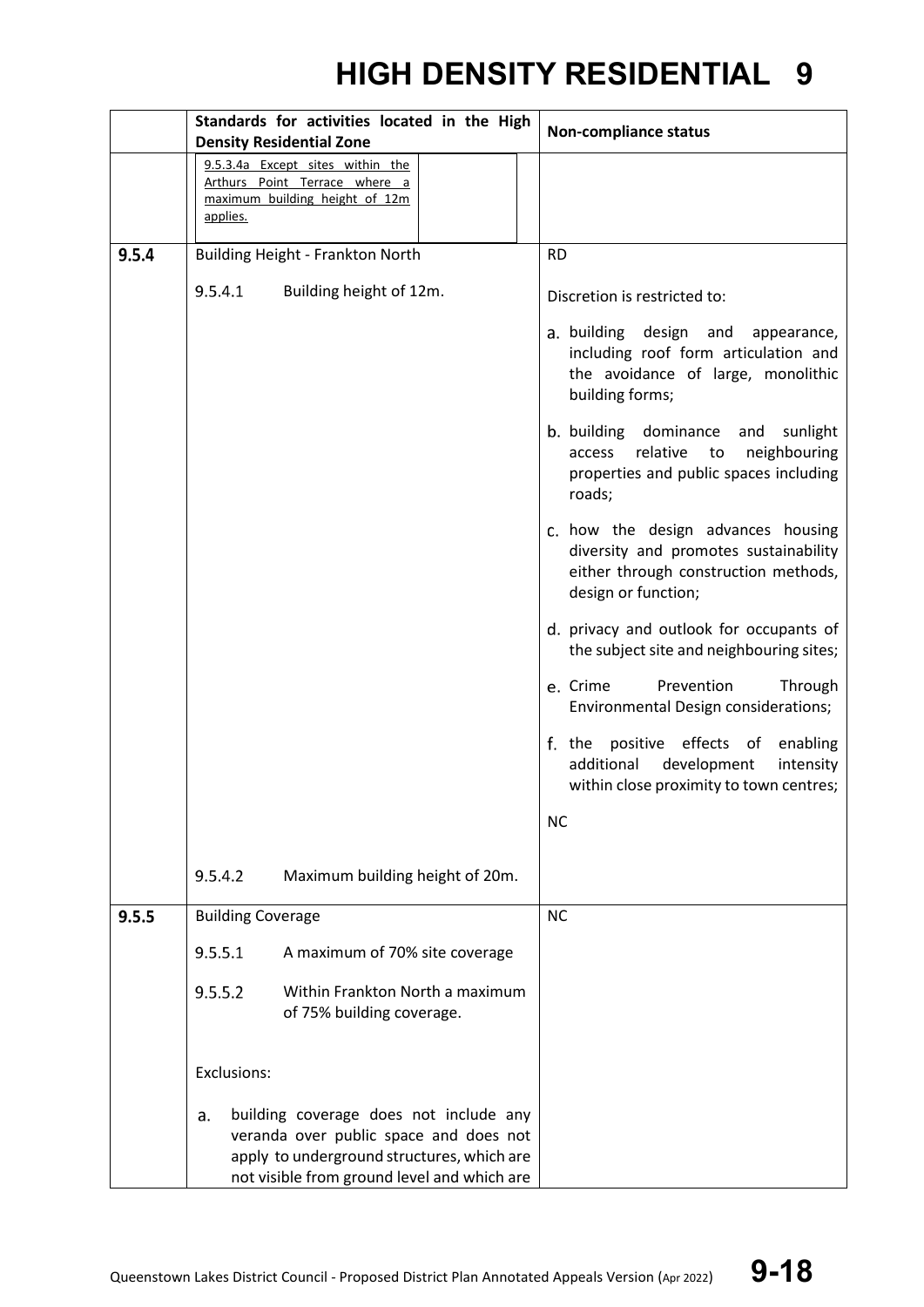# HIGH DENSITY RESIDENTIAL 9

| | Standards for activities located in the High Density Residential Zone | Non-compliance status |
|---|---|---|
| | 9.5.3.4a Except sites within the Arthurs Point Terrace where a maximum building height of 12m applies. | |
| **9.5.4** | Building Height - Frankton North<br><br>9.5.4.1 Building height of 12m. | RD<br><br>Discretion is restricted to:<br><br>a. building design and appearance, including roof form articulation and the avoidance of large, monolithic building forms;<br><br>b. building dominance and sunlight access relative to neighbouring properties and public spaces including roads;<br><br>c. how the design advances housing diversity and promotes sustainability either through construction methods, design or function;<br><br>d. privacy and outlook for occupants of the subject site and neighbouring sites;<br><br>e. Crime Prevention Through Environmental Design considerations;<br><br>f. the positive effects of enabling additional development intensity within close proximity to town centres; |
| | 9.5.4.2 Maximum building height of 20m. | NC |
| **9.5.5** | Building Coverage<br><br>9.5.5.1 A maximum of 70% site coverage<br><br>9.5.5.2 Within Frankton North a maximum of 75% building coverage.<br><br>Exclusions:<br><br>a. building coverage does not include any veranda over public space and does not apply to underground structures, which are not visible from ground level and which are | NC |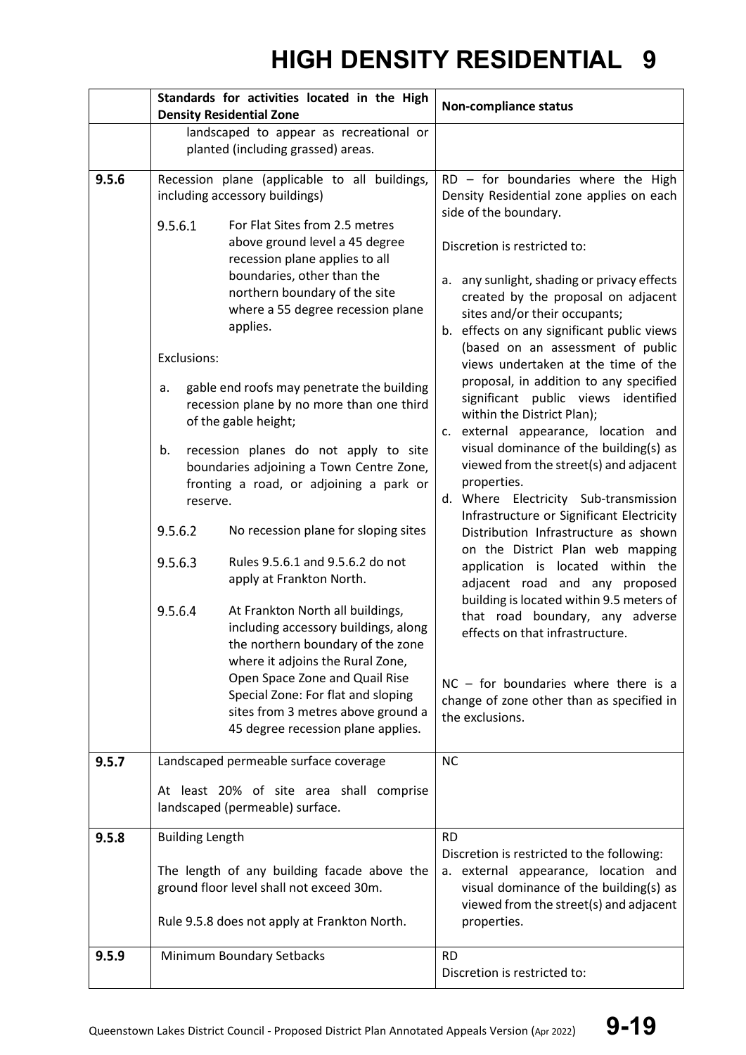| | Standards for activities located in the High Density Residential Zone | Non-compliance status |
|---|---|---|
| | landscaped to appear as recreational or planted (including grassed) areas. | |
| **9.5.6** | Recession plane (applicable to all buildings, including accessory buildings)<br><br>9.5.6.1 For Flat Sites from 2.5 metres above ground level a 45 degree recession plane applies to all boundaries, other than the northern boundary of the site where a 55 degree recession plane applies.<br><br>Exclusions:<br><br>a. gable end roofs may penetrate the building recession plane by no more than one third of the gable height;<br><br>b. recession planes do not apply to site boundaries adjoining a Town Centre Zone, fronting a road, or adjoining a park or reserve.<br><br>9.5.6.2 No recession plane for sloping sites<br><br>9.5.6.3 Rules 9.5.6.1 and 9.5.6.2 do not apply at Frankton North.<br><br>9.5.6.4 At Frankton North all buildings, including accessory buildings, along the northern boundary of the zone where it adjoins the Rural Zone, Open Space Zone and Quail Rise Special Zone: For flat and sloping sites from 3 metres above ground a 45 degree recession plane applies. | RD – for boundaries where the High Density Residential zone applies on each side of the boundary.<br><br>Discretion is restricted to:<br><br>a. any sunlight, shading or privacy effects created by the proposal on adjacent sites and/or their occupants;<br>b. effects on any significant public views (based on an assessment of public views undertaken at the time of the proposal, in addition to any specified significant public views identified within the District Plan);<br>c. external appearance, location and visual dominance of the building(s) as viewed from the street(s) and adjacent properties.<br>d. Where Electricity Sub-transmission Infrastructure or Significant Electricity Distribution Infrastructure as shown on the District Plan web mapping application is located within the adjacent road and any proposed building is located within 9.5 meters of that road boundary, any adverse effects on that infrastructure.<br><br>NC – for boundaries where there is a change of zone other than as specified in the exclusions. |
| **9.5.7** | Landscaped permeable surface coverage<br><br>At least 20% of site area shall comprise landscaped (permeable) surface. | NC |
| **9.5.8** | Building Length<br><br>The length of any building facade above the ground floor level shall not exceed 30m.<br><br>Rule 9.5.8 does not apply at Frankton North. | RD<br>Discretion is restricted to the following:<br>a. external appearance, location and visual dominance of the building(s) as viewed from the street(s) and adjacent properties. |
| **9.5.9** | Minimum Boundary Setbacks | RD<br>Discretion is restricted to: |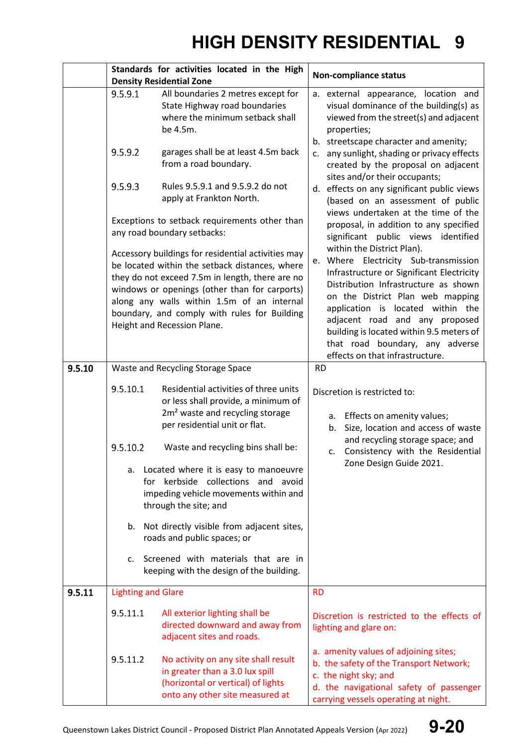# HIGH DENSITY RESIDENTIAL 9

| | Standards for activities located in the High Density Residential Zone | Non-compliance status |
|---|---|---|
| | 9.5.9.1 All boundaries 2 metres except for State Highway road boundaries where the minimum setback shall be 4.5m.<br><br>9.5.9.2 garages shall be at least 4.5m back from a road boundary.<br><br>9.5.9.3 Rules 9.5.9.1 and 9.5.9.2 do not apply at Frankton North.<br><br>Exceptions to setback requirements other than any road boundary setbacks:<br><br>Accessory buildings for residential activities may be located within the setback distances, where they do not exceed 7.5m in length, there are no windows or openings (other than for carports) along any walls within 1.5m of an internal boundary, and comply with rules for Building Height and Recession Plane. | a. external appearance, location and visual dominance of the building(s) as viewed from the street(s) and adjacent properties;<br>b. streetscape character and amenity;<br>c. any sunlight, shading or privacy effects created by the proposal on adjacent sites and/or their occupants;<br>d. effects on any significant public views (based on an assessment of public views undertaken at the time of the proposal, in addition to any specified significant public views identified within the District Plan).<br>e. Where Electricity Sub-transmission Infrastructure or Significant Electricity Distribution Infrastructure as shown on the District Plan web mapping application is located within the adjacent road and any proposed building is located within 9.5 meters of that road boundary, any adverse effects on that infrastructure. |
| **9.5.10** | Waste and Recycling Storage Space<br><br>9.5.10.1 Residential activities of three units or less shall provide, a minimum of 2m² waste and recycling storage per residential unit or flat.<br><br>9.5.10.2 Waste and recycling bins shall be:<br><br>a. Located where it is easy to manoeuvre for kerbside collections and avoid impeding vehicle movements within and through the site; and<br><br>b. Not directly visible from adjacent sites, roads and public spaces; or<br><br>c. Screened with materials that are in keeping with the design of the building. | RD<br><br>Discretion is restricted to:<br><br>a. Effects on amenity values;<br>b. Size, location and access of waste and recycling storage space; and<br>c. Consistency with the Residential Zone Design Guide 2021. |
| **9.5.11** | Lighting and Glare<br><br>9.5.11.1 All exterior lighting shall be directed downward and away from adjacent sites and roads.<br><br>9.5.11.2 No activity on any site shall result in greater than a 3.0 lux spill (horizontal or vertical) of lights onto any other site measured at | RD<br><br>Discretion is restricted to the effects of lighting and glare on:<br><br>a. amenity values of adjoining sites;<br>b. the safety of the Transport Network;<br>c. the night sky; and<br>d. the navigational safety of passenger carrying vessels operating at night. |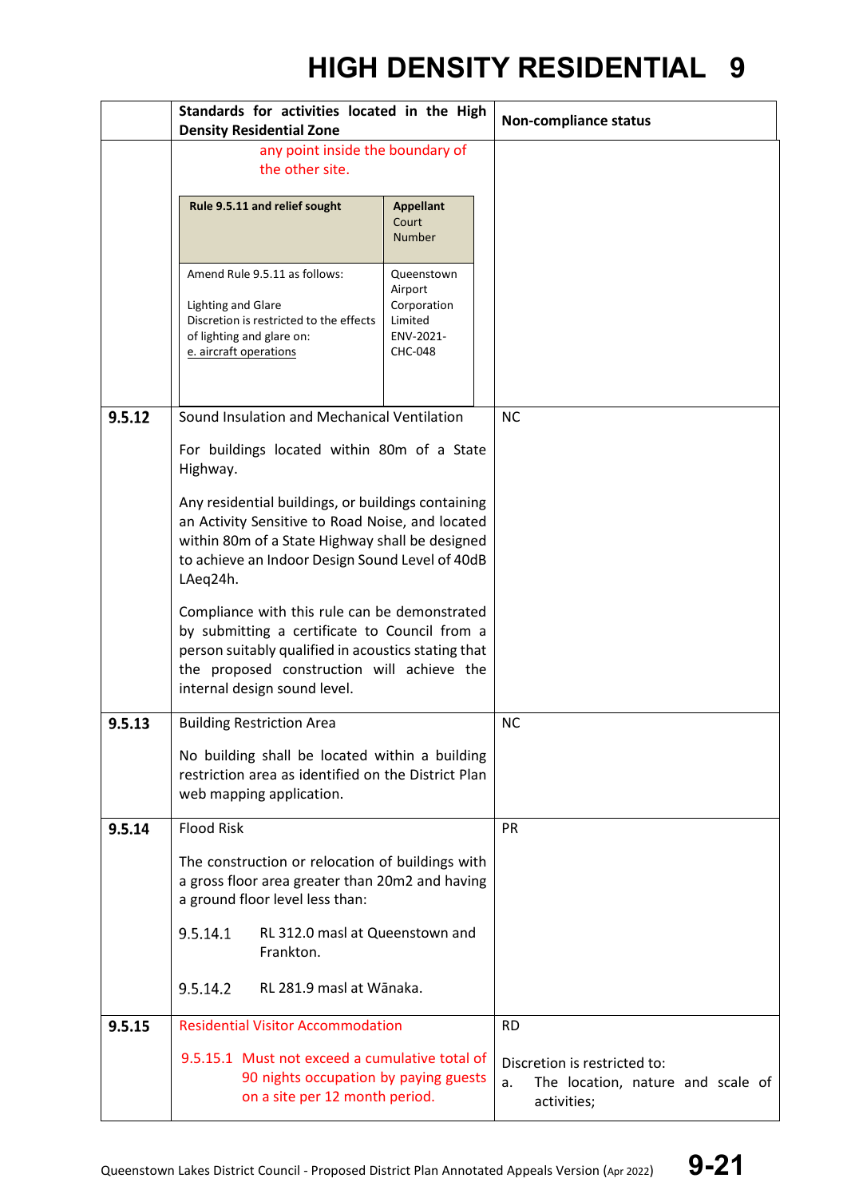| | Standards for activities located in the High Density Residential Zone | Non-compliance status |
|---|---|---|
| | any point inside the boundary of the other site.<br><br>**Rule 9.5.11 and relief sought** / **Appellant** Court Number<br><br>Amend Rule 9.5.11 as follows:<br><br>Lighting and Glare<br>Discretion is restricted to the effects of lighting and glare on:<br>e. aircraft operations / Queenstown Airport Corporation Limited ENV-2021-CHC-048 | |
| **9.5.12** | Sound Insulation and Mechanical Ventilation<br><br>For buildings located within 80m of a State Highway.<br><br>Any residential buildings, or buildings containing an Activity Sensitive to Road Noise, and located within 80m of a State Highway shall be designed to achieve an Indoor Design Sound Level of 40dB LAeq24h.<br><br>Compliance with this rule can be demonstrated by submitting a certificate to Council from a person suitably qualified in acoustics stating that the proposed construction will achieve the internal design sound level. | NC |
| **9.5.13** | Building Restriction Area<br><br>No building shall be located within a building restriction area as identified on the District Plan web mapping application. | NC |
| **9.5.14** | Flood Risk<br><br>The construction or relocation of buildings with a gross floor area greater than 20m2 and having a ground floor level less than:<br><br>9.5.14.1 RL 312.0 masl at Queenstown and Frankton.<br><br>9.5.14.2 RL 281.9 masl at Wānaka. | PR |
| **9.5.15** | Residential Visitor Accommodation<br><br>9.5.15.1 Must not exceed a cumulative total of 90 nights occupation by paying guests on a site per 12 month period. | RD<br><br>Discretion is restricted to:<br>a. The location, nature and scale of activities; |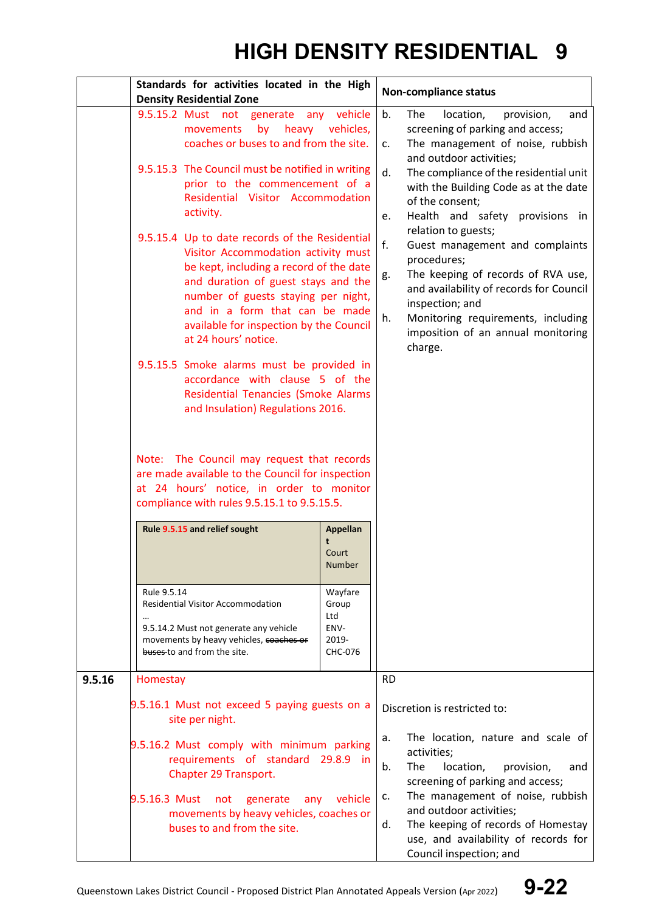# HIGH DENSITY RESIDENTIAL 9

| | Standards for activities located in the High Density Residential Zone | Non-compliance status |
|---|---|---|
| | 9.5.15.2 Must not generate any vehicle movements by heavy vehicles, coaches or buses to and from the site.<br><br>9.5.15.3 The Council must be notified in writing prior to the commencement of a Residential Visitor Accommodation activity.<br><br>9.5.15.4 Up to date records of the Residential Visitor Accommodation activity must be kept, including a record of the date and duration of guest stays and the number of guests staying per night, and in a form that can be made available for inspection by the Council at 24 hours' notice.<br><br>9.5.15.5 Smoke alarms must be provided in accordance with clause 5 of the Residential Tenancies (Smoke Alarms and Insulation) Regulations 2016.<br><br>Note: The Council may request that records are made available to the Council for inspection at 24 hours' notice, in order to monitor compliance with rules 9.5.15.1 to 9.5.15.5.<br><br>**Rule 9.5.15 and relief sought** / **Appellant** Court Number:<br>Rule 9.5.14 Residential Visitor Accommodation … 9.5.14.2 Must not generate any vehicle movements by heavy vehicles, ~~coaches or buses~~ to and from the site. — Wayfare Group Ltd ENV-2019-CHC-076 | b. The location, provision, and screening of parking and access;<br>c. The management of noise, rubbish and outdoor activities;<br>d. The compliance of the residential unit with the Building Code as at the date of the consent;<br>e. Health and safety provisions in relation to guests;<br>f. Guest management and complaints procedures;<br>g. The keeping of records of RVA use, and availability of records for Council inspection; and<br>h. Monitoring requirements, including imposition of an annual monitoring charge. |
| **9.5.16** | Homestay<br><br>9.5.16.1 Must not exceed 5 paying guests on a site per night.<br><br>9.5.16.2 Must comply with minimum parking requirements of standard 29.8.9 in Chapter 29 Transport.<br><br>9.5.16.3 Must not generate any vehicle movements by heavy vehicles, coaches or buses to and from the site. | RD<br><br>Discretion is restricted to:<br><br>a. The location, nature and scale of activities;<br>b. The location, provision, and screening of parking and access;<br>c. The management of noise, rubbish and outdoor activities;<br>d. The keeping of records of Homestay use, and availability of records for Council inspection; and |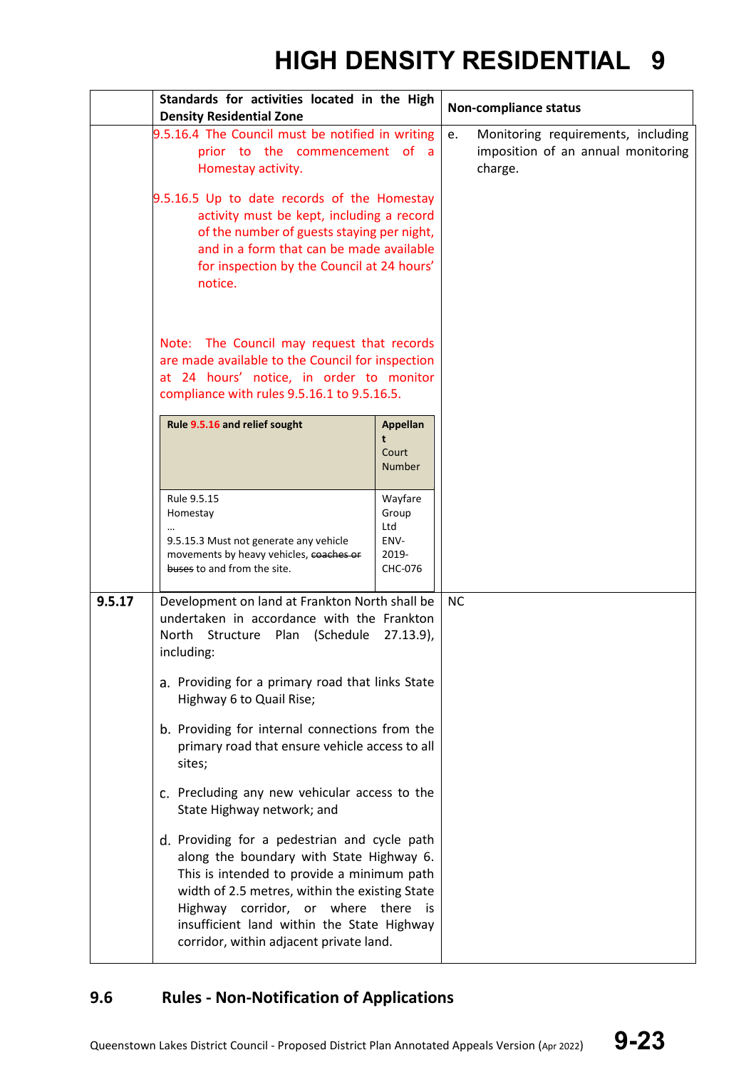| | Standards for activities located in the High Density Residential Zone | Non-compliance status |
|---|---|---|
| | 9.5.16.4 The Council must be notified in writing prior to the commencement of a Homestay activity.<br><br>9.5.16.5 Up to date records of the Homestay activity must be kept, including a record of the number of guests staying per night, and in a form that can be made available for inspection by the Council at 24 hours' notice.<br><br>Note: The Council may request that records are made available to the Council for inspection at 24 hours' notice, in order to monitor compliance with rules 9.5.16.1 to 9.5.16.5.<br><br>**Rule 9.5.16 and relief sought** — **Appellant** Court Number<br>Rule 9.5.15 Homestay … 9.5.15.3 Must not generate any vehicle movements by heavy vehicles, ~~coaches or buses~~ to and from the site. — Wayfare Group Ltd ENV-2019-CHC-076 | e. Monitoring requirements, including imposition of an annual monitoring charge. |
| **9.5.17** | Development on land at Frankton North shall be undertaken in accordance with the Frankton North Structure Plan (Schedule 27.13.9), including:<br><br>a. Providing for a primary road that links State Highway 6 to Quail Rise;<br><br>b. Providing for internal connections from the primary road that ensure vehicle access to all sites;<br><br>c. Precluding any new vehicular access to the State Highway network; and<br><br>d. Providing for a pedestrian and cycle path along the boundary with State Highway 6. This is intended to provide a minimum path width of 2.5 metres, within the existing State Highway corridor, or where there is insufficient land within the State Highway corridor, within adjacent private land. | NC |

## 9.6 Rules - Non-Notification of Applications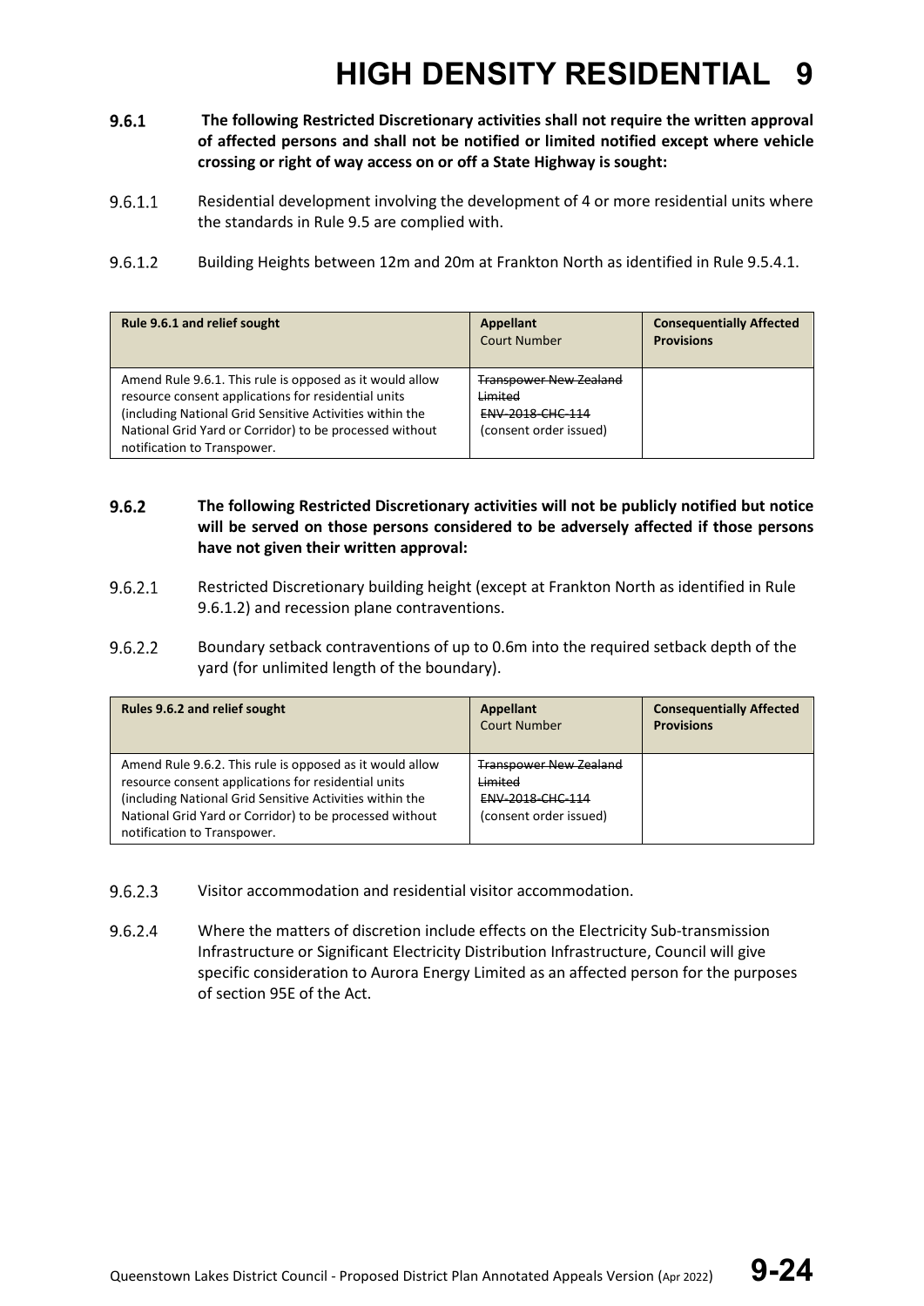**9.6.1 The following Restricted Discretionary activities shall not require the written approval of affected persons and shall not be notified or limited notified except where vehicle crossing or right of way access on or off a State Highway is sought:**

9.6.1.1 Residential development involving the development of 4 or more residential units where the standards in Rule 9.5 are complied with.

9.6.1.2 Building Heights between 12m and 20m at Frankton North as identified in Rule 9.5.4.1.

| Rule 9.6.1 and relief sought | Appellant Court Number | Consequentially Affected Provisions |
|---|---|---|
| Amend Rule 9.6.1. This rule is opposed as it would allow resource consent applications for residential units (including National Grid Sensitive Activities within the National Grid Yard or Corridor) to be processed without notification to Transpower. | ~~Transpower New Zealand Limited~~ ~~ENV-2018-CHC-114~~ (consent order issued) | |

**9.6.2 The following Restricted Discretionary activities will not be publicly notified but notice will be served on those persons considered to be adversely affected if those persons have not given their written approval:**

9.6.2.1 Restricted Discretionary building height (except at Frankton North as identified in Rule 9.6.1.2) and recession plane contraventions.

9.6.2.2 Boundary setback contraventions of up to 0.6m into the required setback depth of the yard (for unlimited length of the boundary).

| Rules 9.6.2 and relief sought | Appellant Court Number | Consequentially Affected Provisions |
|---|---|---|
| Amend Rule 9.6.2. This rule is opposed as it would allow resource consent applications for residential units (including National Grid Sensitive Activities within the National Grid Yard or Corridor) to be processed without notification to Transpower. | ~~Transpower New Zealand Limited~~ ~~ENV-2018-CHC-114~~ (consent order issued) | |

9.6.2.3 Visitor accommodation and residential visitor accommodation.

9.6.2.4 Where the matters of discretion include effects on the Electricity Sub-transmission Infrastructure or Significant Electricity Distribution Infrastructure, Council will give specific consideration to Aurora Energy Limited as an affected person for the purposes of section 95E of the Act.